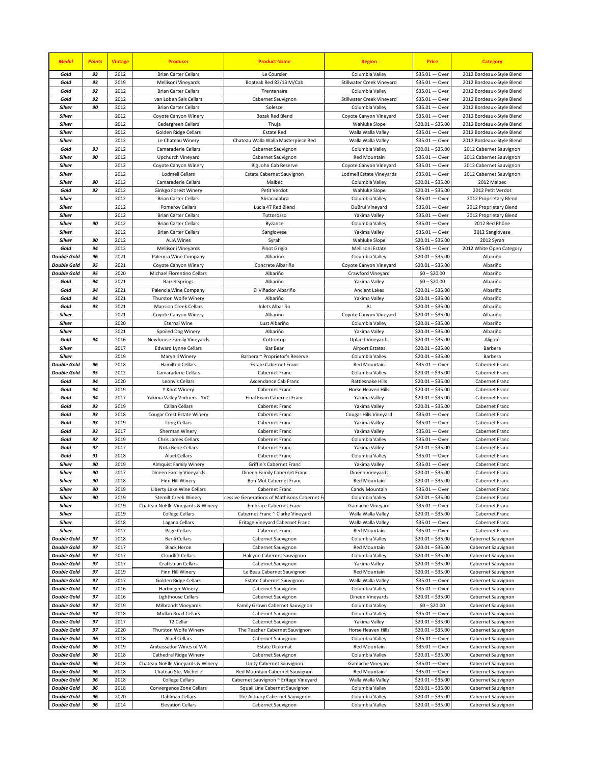| Medal | Points | Vintage | Producer | Product Name | Region | Price | Category |
|---|---|---|---|---|---|---|---|
| Gold | 93 | 2012 | Brian Carter Cellars | Le Coursier | Columbia Valley | $35.01 — Over | 2012 Bordeaux-Style Blend |
| Gold | 93 | 2019 | Mellisoni Vineyards | Boateak Red 83/13 M/Cab | Stillwater Creek Vineyard | $35.01 — Over | 2012 Bordeaux-Style Blend |
| Gold | 92 | 2012 | Brian Carter Cellars | Trentenaire | Columbia Valley | $35.01 — Over | 2012 Bordeaux-Style Blend |
| Gold | 92 | 2012 | van Loben Sels Cellars | Cabernet Sauvignon | Stillwater Creek Vineyard | $35.01 — Over | 2012 Bordeaux-Style Blend |
| Silver | 90 | 2012 | Brian Carter Cellars | Solesce | Columbia Valley | $35.01 — Over | 2012 Bordeaux-Style Blend |
| Silver | | 2012 | Coyote Canyon Winery | Bozak Red Blend | Coyote Canyon Vineyard | $35.01 — Over | 2012 Bordeaux-Style Blend |
| Silver | | 2012 | Cedergreen Cellars | Thuja | Wahluke Slope | $20.01 – $35.00 | 2012 Bordeaux-Style Blend |
| Silver | | 2012 | Golden Ridge Cellars | Estate Red | Walla Walla Valley | $35.01 — Over | 2012 Bordeaux-Style Blend |
| Silver | | 2012 | Le Chateau Winery | Chateau Walla Walla Masterpiece Red | Walla Walla Valley | $35.01 — Over | 2012 Bordeaux-Style Blend |
| Gold | 93 | 2012 | Camaraderie Cellars | Cabernet Sauvignon | Columbia Valley | $20.01 – $35.00 | 2012 Cabernet Sauvignon |
| Silver | 90 | 2012 | Upchurch Vineyard | Cabernet Sauvignon | Red Mountain | $35.01 — Over | 2012 Cabernet Sauvignon |
| Silver | | 2012 | Coyote Canyon Winery | Big John Cab Reserve | Coyote Canyon Vineyard | $35.01 — Over | 2012 Cabernet Sauvignon |
| Silver | | 2012 | Lodmell Cellars | Estate Cabernet Sauvignon | Lodmell Estate Vineyards | $35.01 — Over | 2012 Cabernet Sauvignon |
| Silver | 90 | 2012 | Camaraderie Cellars | Malbec | Columbia Valley | $20.01 – $35.00 | 2012 Malbec |
| Gold | 92 | 2012 | Ginkgo Forest Winery | Petit Verdot | Wahluke Slope | $20.01 – $35.00 | 2012 Petit Verdot |
| Silver | | 2012 | Brian Carter Cellars | Abracadabra | Columbia Valley | $35.01 — Over | 2012 Proprietary Blend |
| Silver | | 2012 | Pomeroy Cellars | Lucia 47 Red Blend | DuBrul Vineyard | $35.01 — Over | 2012 Proprietary Blend |
| Silver | | 2012 | Brian Carter Cellars | Tuttorosso | Yakima Valley | $35.01 — Over | 2012 Proprietary Blend |
| Silver | 90 | 2012 | Brian Carter Cellars | Byzance | Columbia Valley | $35.01 — Over | 2012 Red Rhône |
| Silver | | 2012 | Brian Carter Cellars | Sangiovese | Yakima Valley | $35.01 — Over | 2012 Sangiovese |
| Silver | 90 | 2012 | ALIA Wines | Syrah | Wahluke Slope | $20.01 – $35.00 | 2012 Syrah |
| Gold | 94 | 2012 | Mellisoni Vineyards | Pinot Grigio | Mellisoni Estate | $35.01 — Over | 2012 White Open Category |
| Double Gold | 96 | 2021 | Palencia Wine Company | Albariño | Columbia Valley | $20.01 – $35.00 | Albariño |
| Double Gold | 95 | 2021 | Coyote Canyon Winery | Concrete Albariño | Coyote Canyon Vineyard | $20.01 – $35.00 | Albariño |
| Double Gold | 95 | 2020 | Michael Florentino Cellars | Albariño | Crawford Vineyard | $0 – $20.00 | Albariño |
| Gold | 94 | 2021 | Barrel Springs | Albariño | Yakima Valley | $0 – $20.00 | Albariño |
| Gold | 94 | 2021 | Palencia Wine Company | El Viñador Albariño | Ancient Lakes | $20.01 – $35.00 | Albariño |
| Gold | 94 | 2021 | Thurston Wolfe Winery | Albariño | Yakima Valley | $20.01 – $35.00 | Albariño |
| Gold | 93 | 2021 | Mansion Creek Cellars | Inlets Albariño | AL | $20.01 – $35.00 | Albariño |
| Silver | | 2021 | Coyote Canyon Winery | Albariño | Coyote Canyon Vineyard | $20.01 – $35.00 | Albariño |
| Silver | | 2020 | Eternal Wine | Lust Albariño | Columbia Valley | $20.01 – $35.00 | Albariño |
| Silver | | 2021 | Spoiled Dog Winery | Albariño | Yakima Valley | $20.01 – $35.00 | Albariño |
| Gold | 94 | 2016 | Newhouse Family Vineyards | Cottontop | Upland Vineyards | $20.01 – $35.00 | Aligoté |
| Silver | | 2017 | Edward Lynne Cellars | Bar Bear | Airport Estates | $20.01 – $35.00 | Barbera |
| Silver | | 2019 | Maryhill Winery | Barbera ~ Proprietor's Reserve | Columbia Valley | $20.01 – $35.00 | Barbera |
| Double Gold | 96 | 2018 | Hamilton Cellars | Estate Cabernet Franc | Red Mountain | $35.01 — Over | Cabernet Franc |
| Double Gold | 95 | 2012 | Camaraderie Cellars | Cabernet Franc | Columbia Valley | $20.01 – $35.00 | Cabernet Franc |
| Gold | 94 | 2020 | Leony's Cellars | Ascendance Cab Franc | Rattlesnake Hills | $20.01 – $35.00 | Cabernet Franc |
| Gold | 94 | 2019 | Y Knot Winery | Cabernet Franc | Horse Heaven Hills | $20.01 – $35.00 | Cabernet Franc |
| Gold | 94 | 2017 | Yakima Valley Vintners - YVC | Final Exam Cabernet Franc | Yakima Valley | $20.01 – $35.00 | Cabernet Franc |
| Gold | 93 | 2019 | Callan Cellars | Cabernet Franc | Yakima Valley | $20.01 – $35.00 | Cabernet Franc |
| Gold | 93 | 2018 | Cougar Crest Estate Winery | Cabernet Franc | Cougar Hills Vineyard | $35.01 — Over | Cabernet Franc |
| Gold | 93 | 2019 | Long Cellars | Cabernet Franc | Yakima Valley | $35.01 — Over | Cabernet Franc |
| Gold | 93 | 2017 | Sherman Winery | Cabernet Franc | Yakima Valley | $35.01 — Over | Cabernet Franc |
| Gold | 92 | 2019 | Chris James Cellars | Cabernet Franc | Columbia Valley | $35.01 — Over | Cabernet Franc |
| Gold | 92 | 2017 | Nota Bene Cellars | Cabernet Franc | Yakima Valley | $20.01 – $35.00 | Cabernet Franc |
| Gold | 91 | 2018 | Aluel Cellars | Cabernet Franc | Columbia Valley | $35.01 — Over | Cabernet Franc |
| Silver | 90 | 2019 | Almquist Family Winery | Griffin's Cabernet Franc | Yakima Valley | $35.01 — Over | Cabernet Franc |
| Silver | 90 | 2017 | Dineen Family Vineyards | Dineen Family Cabernet Franc | Dineen Vineyards | $20.01 – $35.00 | Cabernet Franc |
| Silver | 90 | 2018 | Finn Hill Winery | Bon Mot Cabernet Franc | Red Mountain | $20.01 – $35.00 | Cabernet Franc |
| Silver | 90 | 2019 | Liberty Lake Wine Cellars | Cabernet Franc | Candy Mountain | $35.01 — Over | Cabernet Franc |
| Silver | 90 | 2019 | Stemilt Creek Winery | cessive Generations of Mathisons Cabernet Fr | Columbia Valley | $20.01 – $35.00 | Cabernet Franc |
| Silver | | 2019 | Chateau NoElle Vineyards & Winery | Embrace Cabernet Franc | Gamache Vineyard | $35.01 — Over | Cabernet Franc |
| Silver | | 2019 | College Cellars | Cabernet Franc ~ Clarke Vineyard | Walla Walla Valley | $20.01 – $35.00 | Cabernet Franc |
| Silver | | 2018 | Lagana Cellars | Eritage Vineyard Cabernet Franc | Walla Walla Valley | $35.01 — Over | Cabernet Franc |
| Silver | | 2017 | Page Cellars | Cabernet Franc | Red Mountain | $35.01 — Over | Cabernet Franc |
| Double Gold | 97 | 2018 | Barili Cellars | Cabernet Sauvignon | Columbia Valley | $20.01 – $35.00 | Cabernet Sauvignon |
| Double Gold | 97 | 2017 | Black Heron | Cabernet Sauvignon | Red Mountain | $20.01 – $35.00 | Cabernet Sauvignon |
| Double Gold | 97 | 2017 | Cloudlift Cellars | Halcyon Cabernet Sauvignon | Columbia Valley | $20.01 – $35.00 | Cabernet Sauvignon |
| Double Gold | 97 | 2017 | Craftsman Cellars | Cabernet Sauvignon | Yakima Valley | $20.01 – $35.00 | Cabernet Sauvignon |
| Double Gold | 97 | 2019 | Finn Hill Winery | Le Beau Cabernet Sauvignon | Red Mountain | $20.01 – $35.00 | Cabernet Sauvignon |
| Double Gold | 97 | 2017 | Golden Ridge Cellars | Estate Cabernet Sauvignon | Walla Walla Valley | $35.01 — Over | Cabernet Sauvignon |
| Double Gold | 97 | 2016 | Harbinger Winery | Cabernet Sauvignon | Columbia Valley | $35.01 — Over | Cabernet Sauvignon |
| Double Gold | 97 | 2016 | Lighthouse Cellars | Cabernet Sauvignon | Dineen Vineyards | $20.01 – $35.00 | Cabernet Sauvignon |
| Double Gold | 97 | 2019 | Milbrandt Vineyards | Family Grown Cabernet Sauvignon | Columbia Valley | $0 – $20.00 | Cabernet Sauvignon |
| Double Gold | 97 | 2018 | Mullan Road Cellars | Cabernet Sauvignon | Columbia Valley | $35.01 — Over | Cabernet Sauvignon |
| Double Gold | 97 | 2017 | T2 Cellar | Cabernet Sauvignon | Yakima Valley | $20.01 – $35.00 | Cabernet Sauvignon |
| Double Gold | 97 | 2020 | Thurston Wolfe Winery | The Teacher Cabernet Sauvignon | Horse Heaven Hills | $20.01 – $35.00 | Cabernet Sauvignon |
| Double Gold | 96 | 2018 | Aluel Cellars | Cabernet Sauvignon | Columbia Valley | $35.01 — Over | Cabernet Sauvignon |
| Double Gold | 96 | 2019 | Ambassador Wines of WA | Estate Diplomat | Red Mountain | $35.01 — Over | Cabernet Sauvignon |
| Double Gold | 96 | 2018 | Cathedral Ridge Winery | Cabernet Sauvignon | Columbia Valley | $20.01 – $35.00 | Cabernet Sauvignon |
| Double Gold | 96 | 2018 | Chateau NoElle Vineyards & Winery | Unity Cabernet Sauvignon | Gamache Vineyard | $35.01 — Over | Cabernet Sauvignon |
| Double Gold | 96 | 2018 | Chateau Ste. Michelle | Red Mountain Cabernet Sauvignon | Red Mountain | $35.01 — Over | Cabernet Sauvignon |
| Double Gold | 96 | 2018 | College Cellars | Cabernet Sauvignon ~ Eritage Vineyard | Walla Walla Valley | $20.01 – $35.00 | Cabernet Sauvignon |
| Double Gold | 96 | 2018 | Convergence Zone Cellars | Squall Line Cabernet Sauvignon | Columbia Valley | $20.01 – $35.00 | Cabernet Sauvignon |
| Double Gold | 96 | 2020 | Dahlman Cellars | The Actuary Cabernet Sauvignon | Columbia Valley | $20.01 – $35.00 | Cabernet Sauvignon |
| Double Gold | 96 | 2014 | Elevation Cellars | Cabernet Sauvignon | Columbia Valley | $20.01 – $35.00 | Cabernet Sauvignon |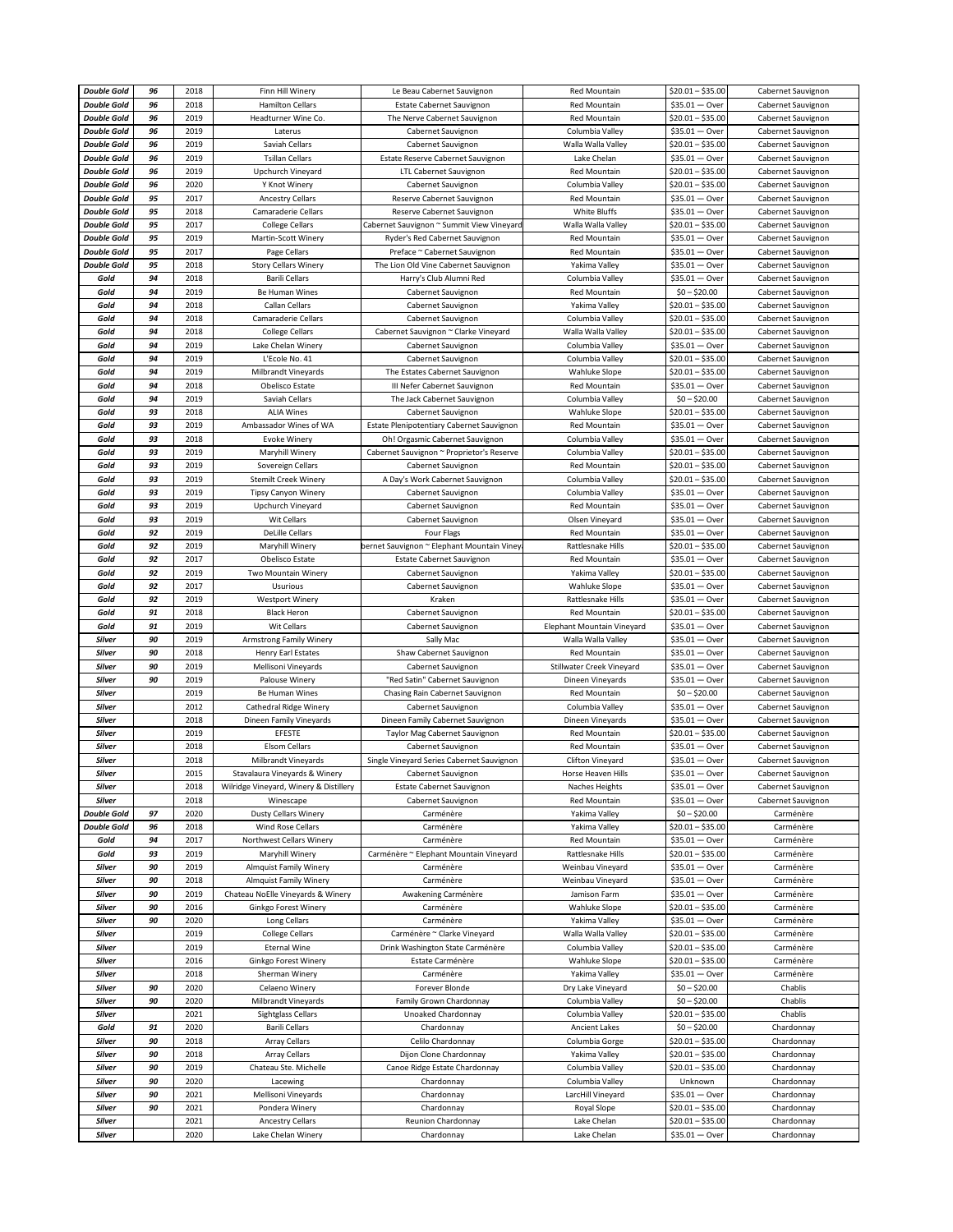| | | | | | | | |
|---|---|---|---|---|---|---|---|
| ***Double Gold*** | ***96*** | 2018 | Finn Hill Winery | Le Beau Cabernet Sauvignon | Red Mountain | \$20.01 – \$35.00 | Cabernet Sauvignon |
| ***Double Gold*** | ***96*** | 2018 | Hamilton Cellars | Estate Cabernet Sauvignon | Red Mountain | \$35.01 — Over | Cabernet Sauvignon |
| ***Double Gold*** | ***96*** | 2019 | Headturner Wine Co. | The Nerve Cabernet Sauvignon | Red Mountain | \$20.01 – \$35.00 | Cabernet Sauvignon |
| ***Double Gold*** | ***96*** | 2019 | Laterus | Cabernet Sauvignon | Columbia Valley | \$35.01 — Over | Cabernet Sauvignon |
| ***Double Gold*** | ***96*** | 2019 | Saviah Cellars | Cabernet Sauvignon | Walla Walla Valley | \$20.01 – \$35.00 | Cabernet Sauvignon |
| ***Double Gold*** | ***96*** | 2019 | Tsillan Cellars | Estate Reserve Cabernet Sauvignon | Lake Chelan | \$35.01 — Over | Cabernet Sauvignon |
| ***Double Gold*** | ***96*** | 2019 | Upchurch Vineyard | LTL Cabernet Sauvignon | Red Mountain | \$20.01 – \$35.00 | Cabernet Sauvignon |
| ***Double Gold*** | ***96*** | 2020 | Y Knot Winery | Cabernet Sauvignon | Columbia Valley | \$20.01 – \$35.00 | Cabernet Sauvignon |
| ***Double Gold*** | ***95*** | 2017 | Ancestry Cellars | Reserve Cabernet Sauvignon | Red Mountain | \$35.01 — Over | Cabernet Sauvignon |
| ***Double Gold*** | ***95*** | 2018 | Camaraderie Cellars | Reserve Cabernet Sauvignon | White Bluffs | \$35.01 — Over | Cabernet Sauvignon |
| ***Double Gold*** | ***95*** | 2017 | College Cellars | Cabernet Sauvignon ~ Summit View Vineyard | Walla Walla Valley | \$20.01 – \$35.00 | Cabernet Sauvignon |
| ***Double Gold*** | ***95*** | 2019 | Martin-Scott Winery | Ryder's Red Cabernet Sauvignon | Red Mountain | \$35.01 — Over | Cabernet Sauvignon |
| ***Double Gold*** | ***95*** | 2017 | Page Cellars | Preface ~ Cabernet Sauvignon | Red Mountain | \$35.01 — Over | Cabernet Sauvignon |
| ***Double Gold*** | ***95*** | 2018 | Story Cellars Winery | The Lion Old Vine Cabernet Sauvignon | Yakima Valley | \$35.01 — Over | Cabernet Sauvignon |
| ***Gold*** | ***94*** | 2018 | Barili Cellars | Harry's Club Alumni Red | Columbia Valley | \$35.01 — Over | Cabernet Sauvignon |
| ***Gold*** | ***94*** | 2019 | Be Human Wines | Cabernet Sauvignon | Red Mountain | \$0 – \$20.00 | Cabernet Sauvignon |
| ***Gold*** | ***94*** | 2018 | Callan Cellars | Cabernet Sauvignon | Yakima Valley | \$20.01 – \$35.00 | Cabernet Sauvignon |
| ***Gold*** | ***94*** | 2018 | Camaraderie Cellars | Cabernet Sauvignon | Columbia Valley | \$20.01 – \$35.00 | Cabernet Sauvignon |
| ***Gold*** | ***94*** | 2018 | College Cellars | Cabernet Sauvignon ~ Clarke Vineyard | Walla Walla Valley | \$20.01 – \$35.00 | Cabernet Sauvignon |
| ***Gold*** | ***94*** | 2019 | Lake Chelan Winery | Cabernet Sauvignon | Columbia Valley | \$35.01 — Over | Cabernet Sauvignon |
| ***Gold*** | ***94*** | 2019 | L'Ecole No. 41 | Cabernet Sauvignon | Columbia Valley | \$20.01 – \$35.00 | Cabernet Sauvignon |
| ***Gold*** | ***94*** | 2019 | Milbrandt Vineyards | The Estates Cabernet Sauvignon | Wahluke Slope | \$20.01 – \$35.00 | Cabernet Sauvignon |
| ***Gold*** | ***94*** | 2018 | Obelisco Estate | III Nefer Cabernet Sauvignon | Red Mountain | \$35.01 — Over | Cabernet Sauvignon |
| ***Gold*** | ***94*** | 2019 | Saviah Cellars | The Jack Cabernet Sauvignon | Columbia Valley | \$0 – \$20.00 | Cabernet Sauvignon |
| ***Gold*** | ***93*** | 2018 | ALIA Wines | Cabernet Sauvignon | Wahluke Slope | \$20.01 – \$35.00 | Cabernet Sauvignon |
| ***Gold*** | ***93*** | 2019 | Ambassador Wines of WA | Estate Plenipotentiary Cabernet Sauvignon | Red Mountain | \$35.01 — Over | Cabernet Sauvignon |
| ***Gold*** | ***93*** | 2018 | Evoke Winery | Oh! Orgasmic Cabernet Sauvignon | Columbia Valley | \$35.01 — Over | Cabernet Sauvignon |
| ***Gold*** | ***93*** | 2019 | Maryhill Winery | Cabernet Sauvignon ~ Proprietor's Reserve | Columbia Valley | \$20.01 – \$35.00 | Cabernet Sauvignon |
| ***Gold*** | ***93*** | 2019 | Sovereign Cellars | Cabernet Sauvignon | Red Mountain | \$20.01 – \$35.00 | Cabernet Sauvignon |
| ***Gold*** | ***93*** | 2019 | Stemilt Creek Winery | A Day's Work Cabernet Sauvignon | Columbia Valley | \$20.01 – \$35.00 | Cabernet Sauvignon |
| ***Gold*** | ***93*** | 2019 | Tipsy Canyon Winery | Cabernet Sauvignon | Columbia Valley | \$35.01 — Over | Cabernet Sauvignon |
| ***Gold*** | ***93*** | 2019 | Upchurch Vineyard | Cabernet Sauvignon | Red Mountain | \$35.01 — Over | Cabernet Sauvignon |
| ***Gold*** | ***93*** | 2019 | Wit Cellars | Cabernet Sauvignon | Olsen Vineyard | \$35.01 — Over | Cabernet Sauvignon |
| ***Gold*** | ***92*** | 2019 | DeLille Cellars | Four Flags | Red Mountain | \$35.01 — Over | Cabernet Sauvignon |
| ***Gold*** | ***92*** | 2019 | Maryhill Winery | bernet Sauvignon ~ Elephant Mountain Viney | Rattlesnake Hills | \$20.01 – \$35.00 | Cabernet Sauvignon |
| ***Gold*** | ***92*** | 2017 | Obelisco Estate | Estate Cabernet Sauvignon | Red Mountain | \$35.01 — Over | Cabernet Sauvignon |
| ***Gold*** | ***92*** | 2019 | Two Mountain Winery | Cabernet Sauvignon | Yakima Valley | \$20.01 – \$35.00 | Cabernet Sauvignon |
| ***Gold*** | ***92*** | 2017 | Usurious | Cabernet Sauvignon | Wahluke Slope | \$35.01 — Over | Cabernet Sauvignon |
| ***Gold*** | ***92*** | 2019 | Westport Winery | Kraken | Rattlesnake Hills | \$35.01 — Over | Cabernet Sauvignon |
| ***Gold*** | ***91*** | 2018 | Black Heron | Cabernet Sauvignon | Red Mountain | \$20.01 – \$35.00 | Cabernet Sauvignon |
| ***Gold*** | ***91*** | 2019 | Wit Cellars | Cabernet Sauvignon | Elephant Mountain Vineyard | \$35.01 — Over | Cabernet Sauvignon |
| ***Silver*** | ***90*** | 2019 | Armstrong Family Winery | Sally Mac | Walla Walla Valley | \$35.01 — Over | Cabernet Sauvignon |
| ***Silver*** | ***90*** | 2018 | Henry Earl Estates | Shaw Cabernet Sauvignon | Red Mountain | \$35.01 — Over | Cabernet Sauvignon |
| ***Silver*** | ***90*** | 2019 | Mellisoni Vineyards | Cabernet Sauvignon | Stillwater Creek Vineyard | \$35.01 — Over | Cabernet Sauvignon |
| ***Silver*** | ***90*** | 2019 | Palouse Winery | "Red Satin" Cabernet Sauvignon | Dineen Vineyards | \$35.01 — Over | Cabernet Sauvignon |
| ***Silver*** | | 2019 | Be Human Wines | Chasing Rain Cabernet Sauvignon | Red Mountain | \$0 – \$20.00 | Cabernet Sauvignon |
| ***Silver*** | | 2012 | Cathedral Ridge Winery | Cabernet Sauvignon | Columbia Valley | \$35.01 — Over | Cabernet Sauvignon |
| ***Silver*** | | 2018 | Dineen Family Vineyards | Dineen Family Cabernet Sauvignon | Dineen Vineyards | \$35.01 — Over | Cabernet Sauvignon |
| ***Silver*** | | 2019 | EFESTE | Taylor Mag Cabernet Sauvignon | Red Mountain | \$20.01 – \$35.00 | Cabernet Sauvignon |
| ***Silver*** | | 2018 | Elsom Cellars | Cabernet Sauvignon | Red Mountain | \$35.01 — Over | Cabernet Sauvignon |
| ***Silver*** | | 2018 | Milbrandt Vineyards | Single Vineyard Series Cabernet Sauvignon | Clifton Vineyard | \$35.01 — Over | Cabernet Sauvignon |
| ***Silver*** | | 2015 | Stavalaura Vineyards & Winery | Cabernet Sauvignon | Horse Heaven Hills | \$35.01 — Over | Cabernet Sauvignon |
| ***Silver*** | | 2018 | Wilridge Vineyard, Winery & Distillery | Estate Cabernet Sauvignon | Naches Heights | \$35.01 — Over | Cabernet Sauvignon |
| ***Silver*** | | 2018 | Winescape | Cabernet Sauvignon | Red Mountain | \$35.01 — Over | Cabernet Sauvignon |
| ***Double Gold*** | ***97*** | 2020 | Dusty Cellars Winery | Carménère | Yakima Valley | \$0 – \$20.00 | Carménère |
| ***Double Gold*** | ***96*** | 2018 | Wind Rose Cellars | Carménère | Yakima Valley | \$20.01 – \$35.00 | Carménère |
| ***Gold*** | ***94*** | 2017 | Northwest Cellars Winery | Carménère | Red Mountain | \$35.01 — Over | Carménère |
| ***Gold*** | ***93*** | 2019 | Maryhill Winery | Carménère ~ Elephant Mountain Vineyard | Rattlesnake Hills | \$20.01 – \$35.00 | Carménère |
| ***Silver*** | ***90*** | 2019 | Almquist Family Winery | Carménère | Weinbau Vineyard | \$35.01 — Over | Carménère |
| ***Silver*** | ***90*** | 2018 | Almquist Family Winery | Carménère | Weinbau Vineyard | \$35.01 — Over | Carménère |
| ***Silver*** | ***90*** | 2019 | Chateau NoElle Vineyards & Winery | Awakening Carménère | Jamison Farm | \$35.01 — Over | Carménère |
| ***Silver*** | ***90*** | 2016 | Ginkgo Forest Winery | Carménère | Wahluke Slope | \$20.01 – \$35.00 | Carménère |
| ***Silver*** | ***90*** | 2020 | Long Cellars | Carménère | Yakima Valley | \$35.01 — Over | Carménère |
| ***Silver*** | | 2019 | College Cellars | Carménère ~ Clarke Vineyard | Walla Walla Valley | \$20.01 – \$35.00 | Carménère |
| ***Silver*** | | 2019 | Eternal Wine | Drink Washington State Carménère | Columbia Valley | \$20.01 – \$35.00 | Carménère |
| ***Silver*** | | 2016 | Ginkgo Forest Winery | Estate Carménère | Wahluke Slope | \$20.01 – \$35.00 | Carménère |
| ***Silver*** | | 2018 | Sherman Winery | Carménère | Yakima Valley | \$35.01 — Over | Carménère |
| ***Silver*** | ***90*** | 2020 | Celaeno Winery | Forever Blonde | Dry Lake Vineyard | \$0 – \$20.00 | Chablis |
| ***Silver*** | ***90*** | 2020 | Milbrandt Vineyards | Family Grown Chardonnay | Columbia Valley | \$0 – \$20.00 | Chablis |
| ***Silver*** | | 2021 | Sightglass Cellars | Unoaked Chardonnay | Columbia Valley | \$20.01 – \$35.00 | Chablis |
| ***Gold*** | ***91*** | 2020 | Barili Cellars | Chardonnay | Ancient Lakes | \$0 – \$20.00 | Chardonnay |
| ***Silver*** | ***90*** | 2018 | Array Cellars | Celilo Chardonnay | Columbia Gorge | \$20.01 – \$35.00 | Chardonnay |
| ***Silver*** | ***90*** | 2018 | Array Cellars | Dijon Clone Chardonnay | Yakima Valley | \$20.01 – \$35.00 | Chardonnay |
| ***Silver*** | ***90*** | 2019 | Chateau Ste. Michelle | Canoe Ridge Estate Chardonnay | Columbia Valley | \$20.01 – \$35.00 | Chardonnay |
| ***Silver*** | ***90*** | 2020 | Lacewing | Chardonnay | Columbia Valley | Unknown | Chardonnay |
| ***Silver*** | ***90*** | 2021 | Mellisoni Vineyards | Chardonnay | LarcHill Vineyard | \$35.01 — Over | Chardonnay |
| ***Silver*** | ***90*** | 2021 | Pondera Winery | Chardonnay | Royal Slope | \$20.01 – \$35.00 | Chardonnay |
| ***Silver*** | | 2021 | Ancestry Cellars | Reunion Chardonnay | Lake Chelan | \$20.01 – \$35.00 | Chardonnay |
| ***Silver*** | | 2020 | Lake Chelan Winery | Chardonnay | Lake Chelan | \$35.01 — Over | Chardonnay |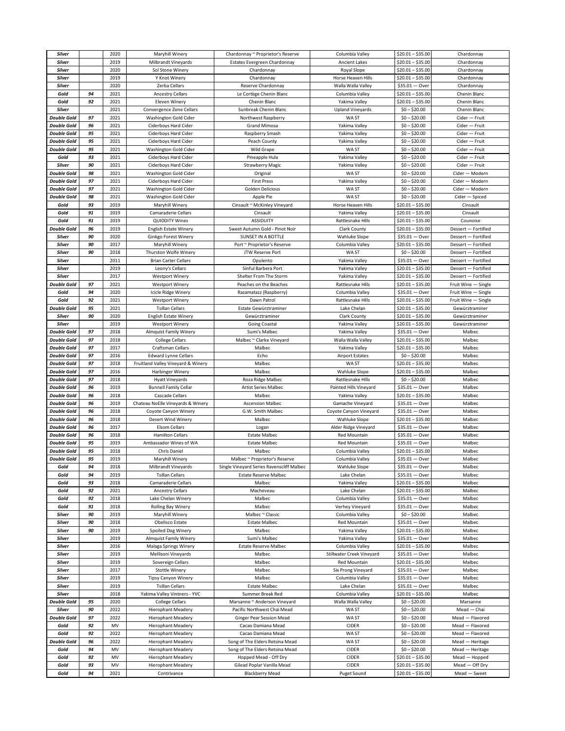| Silver | | 2020 | Maryhill Winery | Chardonnay ~ Proprietor's Reserve | Columbia Valley | $20.01 – $35.00 | Chardonnay |
|---|---|---|---|---|---|---|---|
| Silver | | 2019 | Milbrandt Vineyards | Estates Evergreen Chardonnay | Ancient Lakes | $20.01 – $35.00 | Chardonnay |
| Silver | | 2020 | Sol Stone Winery | Chardonnay | Royal Slope | $20.01 – $35.00 | Chardonnay |
| Silver | | 2019 | Y Knot Winery | Chardonnay | Horse Heaven Hills | $20.01 – $35.00 | Chardonnay |
| Silver | | 2020 | Zerba Cellars | Reserve Chardonnay | Walla Walla Valley | $35.01 — Over | Chardonnay |
| Gold | 94 | 2021 | Ancestry Cellars | Le Cortège Chenin Blanc | Columbia Valley | $20.01 – $35.00 | Chenin Blanc |
| Gold | 92 | 2021 | Eleven Winery | Chenin Blanc | Yakima Valley | $20.01 – $35.00 | Chenin Blanc |
| Silver | | 2021 | Convergence Zone Cellars | Sunbreak Chenin Blanc | Upland Vineyards | $0 – $20.00 | Chenin Blanc |
| Double Gold | 97 | 2021 | Washington Gold Cider | Northwest Raspberry | WA ST | $0 – $20.00 | Cider — Fruit |
| Double Gold | 96 | 2021 | Ciderboys Hard Cider | Grand Mimosa | Yakima Valley | $0 – $20.00 | Cider — Fruit |
| Double Gold | 95 | 2021 | Ciderboys Hard Cider | Raspberry Smash | Yakima Valley | $0 – $20.00 | Cider — Fruit |
| Double Gold | 95 | 2021 | Ciderboys Hard Cider | Peach County | Yakima Valley | $0 – $20.00 | Cider — Fruit |
| Double Gold | 95 | 2021 | Washington Gold Cider | Wild Grape | WA ST | $0 – $20.00 | Cider — Fruit |
| Gold | 93 | 2021 | Ciderboys Hard Cider | Pineapple Hula | Yakima Valley | $0 – $20.00 | Cider — Fruit |
| Silver | 90 | 2021 | Ciderboys Hard Cider | Strawberry Magic | Yakima Valley | $0 – $20.00 | Cider — Fruit |
| Double Gold | 98 | 2021 | Washington Gold Cider | Original | WA ST | $0 – $20.00 | Cider — Modern |
| Double Gold | 97 | 2021 | Ciderboys Hard Cider | First Press | Yakima Valley | $0 – $20.00 | Cider — Modern |
| Double Gold | 97 | 2021 | Washington Gold Cider | Golden Delicious | WA ST | $0 – $20.00 | Cider — Modern |
| Double Gold | 98 | 2021 | Washington Gold Cider | Apple Pie | WA ST | $0 – $20.00 | Cider — Spiced |
| Gold | 93 | 2019 | Maryhill Winery | Cinsault ~ McKinley Vineyard | Horse Heaven Hills | $20.01 – $35.00 | Cinsault |
| Gold | 91 | 2019 | Camaraderie Cellars | Cinsault | Yakima Valley | $20.01 – $35.00 | Cinsault |
| Gold | 91 | 2019 | QUIDDITY Wines | ASSIDUITY | Rattlesnake Hills | $20.01 – $35.00 | Counoise |
| Double Gold | 96 | 2019 | English Estate Winery | Sweet Autumn Gold - Pinot Noir | Clark County | $20.01 – $35.00 | Dessert — Fortified |
| Silver | 90 | 2020 | Ginkgo Forest Winery | SUNSET IN A BOTTLE | Wahluke Slope | $35.01 — Over | Dessert — Fortified |
| Silver | 90 | 2017 | Maryhill Winery | Port ~ Proprietor's Reserve | Columbia Valley | $20.01 – $35.00 | Dessert — Fortified |
| Silver | 90 | 2018 | Thurston Wolfe Winery | JTW Reserve Port | WA ST | $0 – $20.00 | Dessert — Fortified |
| Silver | | 2011 | Brian Carter Cellars | Opulento | Yakima Valley | $35.01 — Over | Dessert — Fortified |
| Silver | | 2019 | Leony's Cellars | Sinful Barbera Port | Yakima Valley | $20.01 – $35.00 | Dessert — Fortified |
| Silver | | 2017 | Westport Winery | Shelter From The Storm | Yakima Valley | $20.01 – $35.00 | Dessert — Fortified |
| Double Gold | 97 | 2021 | Westport Winery | Peaches on the Beaches | Rattlesnake Hills | $20.01 – $35.00 | Fruit Wine — Single |
| Gold | 94 | 2020 | Icicle Ridge Winery | Razamatazz (Raspberry) | Columbia Valley | $35.01 — Over | Fruit Wine — Single |
| Gold | 92 | 2021 | Westport Winery | Dawn Patrol | Rattlesnake Hills | $20.01 – $35.00 | Fruit Wine — Single |
| Double Gold | 95 | 2021 | Tsillan Cellars | Estate Gewürztraminer | Lake Chelan | $20.01 – $35.00 | Gewürztraminer |
| Silver | 90 | 2020 | English Estate Winery | Gewürztraminer | Clark County | $20.01 – $35.00 | Gewürztraminer |
| Silver | | 2019 | Westport Winery | Going Coastal | Yakima Valley | $20.01 – $35.00 | Gewürztraminer |
| Double Gold | 97 | 2018 | Almquist Family Winery | Sumi's Malbec | Yakima Valley | $35.01 — Over | Malbec |
| Double Gold | 97 | 2018 | College Cellars | Malbec ~ Clarke Vineyard | Walla Walla Valley | $20.01 – $35.00 | Malbec |
| Double Gold | 97 | 2017 | Craftsman Cellars | Malbec | Yakima Valley | $20.01 – $35.00 | Malbec |
| Double Gold | 97 | 2016 | Edward Lynne Cellars | Echo | Airport Estates | $0 – $20.00 | Malbec |
| Double Gold | 97 | 2018 | Fruitland Valley Vineyard & Winery | Malbec | WA ST | $20.01 – $35.00 | Malbec |
| Double Gold | 97 | 2016 | Harbinger Winery | Malbec | Wahluke Slope | $20.01 – $35.00 | Malbec |
| Double Gold | 97 | 2018 | Hyatt Vineyards | Roza Ridge Malbec | Rattlesnake Hills | $0 – $20.00 | Malbec |
| Double Gold | 96 | 2019 | Bunnell Family Cellar | Artist Series Malbec | Painted Hills Vineyard | $35.01 — Over | Malbec |
| Double Gold | 96 | 2018 | Cascade Cellars | Malbec | Yakima Valley | $20.01 – $35.00 | Malbec |
| Double Gold | 96 | 2019 | Chateau NoElle Vineyards & Winery | Ascension Malbec | Gamache Vineyard | $35.01 — Over | Malbec |
| Double Gold | 96 | 2018 | Coyote Canyon Winery | G.W. Smith Malbec | Coyote Canyon Vineyard | $35.01 — Over | Malbec |
| Double Gold | 96 | 2018 | Desert Wind Winery | Malbec | Wahluke Slope | $20.01 – $35.00 | Malbec |
| Double Gold | 96 | 2017 | Elsom Cellars | Logan | Alder Ridge Vineyard | $35.01 — Over | Malbec |
| Double Gold | 96 | 2018 | Hamilton Cellars | Estate Malbec | Red Mountain | $35.01 — Over | Malbec |
| Double Gold | 95 | 2019 | Ambassador Wines of WA | Estate Malbec | Red Mountain | $35.01 — Over | Malbec |
| Double Gold | 95 | 2018 | Chris Daniel | Malbec | Columbia Valley | $20.01 – $35.00 | Malbec |
| Double Gold | 95 | 2019 | Maryhill Winery | Malbec ~ Proprietor's Reserve | Columbia Valley | $35.01 — Over | Malbec |
| Gold | 94 | 2018 | Milbrandt Vineyards | Single Vineyard Series Ravenscliff Malbec | Wahluke Slope | $35.01 — Over | Malbec |
| Gold | 94 | 2019 | Tsillan Cellars | Estate Reserve Malbec | Lake Chelan | $35.01 — Over | Malbec |
| Gold | 93 | 2018 | Camaraderie Cellars | Malbec | Yakima Valley | $20.01 – $35.00 | Malbec |
| Gold | 92 | 2021 | Ancestry Cellars | Macheveau | Lake Chelan | $20.01 – $35.00 | Malbec |
| Gold | 92 | 2018 | Lake Chelan Winery | Malbec | Columbia Valley | $35.01 — Over | Malbec |
| Gold | 91 | 2018 | Rolling Bay Winery | Malbec | Verhey Vineyard | $35.01 — Over | Malbec |
| Silver | 90 | 2019 | Maryhill Winery | Malbec ~ Classic | Columbia Valley | $0 – $20.00 | Malbec |
| Silver | 90 | 2018 | Obelisco Estate | Estate Malbec | Red Mountain | $35.01 — Over | Malbec |
| Silver | 90 | 2019 | Spoiled Dog Winery | Malbec | Yakima Valley | $20.01 – $35.00 | Malbec |
| Silver | | 2019 | Almquist Family Winery | Sumi's Malbec | Yakima Valley | $35.01 — Over | Malbec |
| Silver | | 2016 | Malaga Springs Winery | Estate Reserve Malbec | Columbia Valley | $20.01 – $35.00 | Malbec |
| Silver | | 2019 | Mellisoni Vineyards | Malbec | Stillwater Creek Vineyard | $35.01 — Over | Malbec |
| Silver | | 2019 | Sovereign Cellars | Malbec | Red Mountain | $20.01 – $35.00 | Malbec |
| Silver | | 2017 | Stottle Winery | Malbec | Six Prong Vineyard | $35.01 — Over | Malbec |
| Silver | | 2019 | Tipsy Canyon Winery | Malbec | Columbia Valley | $35.01 — Over | Malbec |
| Silver | | 2019 | Tsillan Cellars | Estate Malbec | Lake Chelan | $35.01 — Over | Malbec |
| Silver | | 2018 | Yakima Valley Vintners - YVC | Summer Break Red | Columbia Valley | $20.01 – $35.00 | Malbec |
| Double Gold | 95 | 2020 | College Cellars | Marsanne ~ Anderson Vineyard | Walla Walla Valley | $0 – $20.00 | Marsanne |
| Silver | 90 | 2022 | Hierophant Meadery | Pacific Northwest Chai Mead | WA ST | $0 – $20.00 | Mead — Chai |
| Double Gold | 97 | 2022 | Hierophant Meadery | Ginger Pear Session Mead | WA ST | $0 – $20.00 | Mead — Flavored |
| Gold | 92 | MV | Hierophant Meadery | Cacao Damiana Mead | CIDER | $0 – $20.00 | Mead — Flavored |
| Gold | 92 | 2022 | Hierophant Meadery | Cacao Damiana Mead | WA ST | $0 – $20.00 | Mead — Flavored |
| Double Gold | 96 | 2022 | Hierophant Meadery | Song of The Elders Retsina Mead | WA ST | $0 – $20.00 | Mead — Heritage |
| Gold | 94 | MV | Hierophant Meadery | Song of The Elders Retsina Mead | CIDER | $0 – $20.00 | Mead — Heritage |
| Gold | 92 | MV | Hierophant Meadery | Hopped Mead - Off Dry | CIDER | $20.01 – $35.00 | Mead — Hopped |
| Gold | 93 | MV | Hierophant Meadery | Gilead Poplar Vanilla Mead | CIDER | $20.01 – $35.00 | Mead — Off Dry |
| Gold | 94 | 2021 | Contrivance | Blackberry Mead | Puget Sound | $20.01 – $35.00 | Mead — Sweet |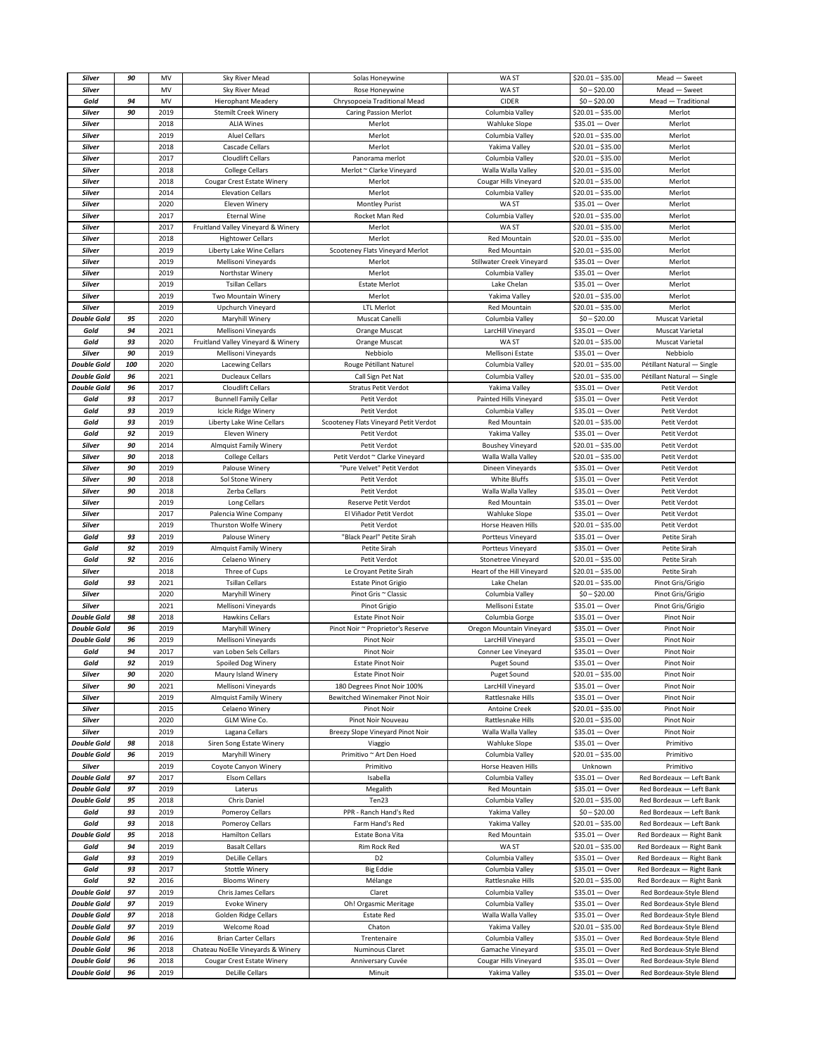| Silver | 90 | MV | Sky River Mead | Solas Honeywine | WA ST | $20.01 – $35.00 | Mead — Sweet |
|---|---|---|---|---|---|---|---|
| Silver | | MV | Sky River Mead | Rose Honeywine | WA ST | $0 – $20.00 | Mead — Sweet |
| Gold | 94 | MV | Hierophant Meadery | Chrysopoeia Traditional Mead | CIDER | $0 – $20.00 | Mead — Traditional |
| Silver | 90 | 2019 | Stemilt Creek Winery | Caring Passion Merlot | Columbia Valley | $20.01 – $35.00 | Merlot |
| Silver | | 2018 | ALIA Wines | Merlot | Wahluke Slope | $35.01 — Over | Merlot |
| Silver | | 2019 | Aluel Cellars | Merlot | Columbia Valley | $20.01 – $35.00 | Merlot |
| Silver | | 2018 | Cascade Cellars | Merlot | Yakima Valley | $20.01 – $35.00 | Merlot |
| Silver | | 2017 | Cloudlift Cellars | Panorama merlot | Columbia Valley | $20.01 – $35.00 | Merlot |
| Silver | | 2018 | College Cellars | Merlot ~ Clarke Vineyard | Walla Walla Valley | $20.01 – $35.00 | Merlot |
| Silver | | 2018 | Cougar Crest Estate Winery | Merlot | Cougar Hills Vineyard | $20.01 – $35.00 | Merlot |
| Silver | | 2014 | Elevation Cellars | Merlot | Columbia Valley | $20.01 – $35.00 | Merlot |
| Silver | | 2020 | Eleven Winery | Montley Purist | WA ST | $35.01 — Over | Merlot |
| Silver | | 2017 | Eternal Wine | Rocket Man Red | Columbia Valley | $20.01 – $35.00 | Merlot |
| Silver | | 2017 | Fruitland Valley Vineyard & Winery | Merlot | WA ST | $20.01 – $35.00 | Merlot |
| Silver | | 2018 | Hightower Cellars | Merlot | Red Mountain | $20.01 – $35.00 | Merlot |
| Silver | | 2019 | Liberty Lake Wine Cellars | Scooteney Flats Vineyard Merlot | Red Mountain | $20.01 – $35.00 | Merlot |
| Silver | | 2019 | Mellisoni Vineyards | Merlot | Stillwater Creek Vineyard | $35.01 — Over | Merlot |
| Silver | | 2019 | Northstar Winery | Merlot | Columbia Valley | $35.01 — Over | Merlot |
| Silver | | 2019 | Tsillan Cellars | Estate Merlot | Lake Chelan | $35.01 — Over | Merlot |
| Silver | | 2019 | Two Mountain Winery | Merlot | Yakima Valley | $20.01 – $35.00 | Merlot |
| Silver | | 2019 | Upchurch Vineyard | LTL Merlot | Red Mountain | $20.01 – $35.00 | Merlot |
| Double Gold | 95 | 2020 | Maryhill Winery | Muscat Canelli | Columbia Valley | $0 – $20.00 | Muscat Varietal |
| Gold | 94 | 2021 | Mellisoni Vineyards | Orange Muscat | LarcHill Vineyard | $35.01 — Over | Muscat Varietal |
| Gold | 93 | 2020 | Fruitland Valley Vineyard & Winery | Orange Muscat | WA ST | $20.01 – $35.00 | Muscat Varietal |
| Silver | 90 | 2019 | Mellisoni Vineyards | Nebbiolo | Mellisoni Estate | $35.01 — Over | Nebbiolo |
| Double Gold | 100 | 2020 | Lacewing Cellars | Rouge Pétillant Naturel | Columbia Valley | $20.01 – $35.00 | Pétillant Natural — Single |
| Double Gold | 96 | 2021 | Ducleaux Cellars | Call Sign Pet Nat | Columbia Valley | $20.01 – $35.00 | Pétillant Natural — Single |
| Double Gold | 96 | 2017 | Cloudlift Cellars | Stratus Petit Verdot | Yakima Valley | $35.01 — Over | Petit Verdot |
| Gold | 93 | 2017 | Bunnell Family Cellar | Petit Verdot | Painted Hills Vineyard | $35.01 — Over | Petit Verdot |
| Gold | 93 | 2019 | Icicle Ridge Winery | Petit Verdot | Columbia Valley | $35.01 — Over | Petit Verdot |
| Gold | 93 | 2019 | Liberty Lake Wine Cellars | Scooteney Flats Vineyard Petit Verdot | Red Mountain | $20.01 – $35.00 | Petit Verdot |
| Gold | 92 | 2019 | Eleven Winery | Petit Verdot | Yakima Valley | $35.01 — Over | Petit Verdot |
| Silver | 90 | 2014 | Almquist Family Winery | Petit Verdot | Boushey Vineyard | $20.01 – $35.00 | Petit Verdot |
| Silver | 90 | 2018 | College Cellars | Petit Verdot ~ Clarke Vineyard | Walla Walla Valley | $20.01 – $35.00 | Petit Verdot |
| Silver | 90 | 2019 | Palouse Winery | "Pure Velvet" Petit Verdot | Dineen Vineyards | $35.01 — Over | Petit Verdot |
| Silver | 90 | 2018 | Sol Stone Winery | Petit Verdot | White Bluffs | $35.01 — Over | Petit Verdot |
| Silver | 90 | 2018 | Zerba Cellars | Petit Verdot | Walla Walla Valley | $35.01 — Over | Petit Verdot |
| Silver | | 2019 | Long Cellars | Reserve Petit Verdot | Red Mountain | $35.01 — Over | Petit Verdot |
| Silver | | 2017 | Palencia Wine Company | El Viñador Petit Verdot | Wahluke Slope | $35.01 — Over | Petit Verdot |
| Silver | | 2019 | Thurston Wolfe Winery | Petit Verdot | Horse Heaven Hills | $20.01 – $35.00 | Petit Verdot |
| Gold | 93 | 2019 | Palouse Winery | "Black Pearl" Petite Sirah | Portteus Vineyard | $35.01 — Over | Petite Sirah |
| Gold | 92 | 2019 | Almquist Family Winery | Petite Sirah | Portteus Vineyard | $35.01 — Over | Petite Sirah |
| Gold | 92 | 2016 | Celaeno Winery | Petit Verdot | Stonetree Vineyard | $20.01 – $35.00 | Petite Sirah |
| Silver | | 2018 | Three of Cups | Le Croyant Petite Sirah | Heart of the Hill Vineyard | $20.01 – $35.00 | Petite Sirah |
| Gold | 93 | 2021 | Tsillan Cellars | Estate Pinot Grigio | Lake Chelan | $20.01 – $35.00 | Pinot Gris/Grigio |
| Silver | | 2020 | Maryhill Winery | Pinot Gris ~ Classic | Columbia Valley | $0 – $20.00 | Pinot Gris/Grigio |
| Silver | | 2021 | Mellisoni Vineyards | Pinot Grigio | Mellisoni Estate | $35.01 — Over | Pinot Gris/Grigio |
| Double Gold | 98 | 2018 | Hawkins Cellars | Estate Pinot Noir | Columbia Gorge | $35.01 — Over | Pinot Noir |
| Double Gold | 96 | 2019 | Maryhill Winery | Pinot Noir ~ Proprietor's Reserve | Oregon Mountain Vineyard | $35.01 — Over | Pinot Noir |
| Double Gold | 96 | 2019 | Mellisoni Vineyards | Pinot Noir | LarcHill Vineyard | $35.01 — Over | Pinot Noir |
| Gold | 94 | 2017 | van Loben Sels Cellars | Pinot Noir | Conner Lee Vineyard | $35.01 — Over | Pinot Noir |
| Gold | 92 | 2019 | Spoiled Dog Winery | Estate Pinot Noir | Puget Sound | $35.01 — Over | Pinot Noir |
| Silver | 90 | 2020 | Maury Island Winery | Estate Pinot Noir | Puget Sound | $20.01 – $35.00 | Pinot Noir |
| Silver | 90 | 2021 | Mellisoni Vineyards | 180 Degrees Pinot Noir 100% | LarcHill Vineyard | $35.01 — Over | Pinot Noir |
| Silver | | 2019 | Almquist Family Winery | Bewitched Winemaker Pinot Noir | Rattlesnake Hills | $35.01 — Over | Pinot Noir |
| Silver | | 2015 | Celaeno Winery | Pinot Noir | Antoine Creek | $20.01 – $35.00 | Pinot Noir |
| Silver | | 2020 | GLM Wine Co. | Pinot Noir Nouveau | Rattlesnake Hills | $20.01 – $35.00 | Pinot Noir |
| Silver | | 2019 | Lagana Cellars | Breezy Slope Vineyard Pinot Noir | Walla Walla Valley | $35.01 — Over | Pinot Noir |
| Double Gold | 98 | 2018 | Siren Song Estate Winery | Viaggio | Wahluke Slope | $35.01 — Over | Primitivo |
| Double Gold | 96 | 2019 | Maryhill Winery | Primitivo ~ Art Den Hoed | Columbia Valley | $20.01 – $35.00 | Primitivo |
| Silver | | 2019 | Coyote Canyon Winery | Primitivo | Horse Heaven Hills | Unknown | Primitivo |
| Double Gold | 97 | 2017 | Elsom Cellars | Isabella | Columbia Valley | $35.01 — Over | Red Bordeaux — Left Bank |
| Double Gold | 97 | 2019 | Laterus | Megalith | Red Mountain | $35.01 — Over | Red Bordeaux — Left Bank |
| Double Gold | 95 | 2018 | Chris Daniel | Ten23 | Columbia Valley | $20.01 – $35.00 | Red Bordeaux — Left Bank |
| Gold | 93 | 2019 | Pomeroy Cellars | PPR - Ranch Hand's Red | Yakima Valley | $0 – $20.00 | Red Bordeaux — Left Bank |
| Gold | 93 | 2018 | Pomeroy Cellars | Farm Hand's Red | Yakima Valley | $20.01 – $35.00 | Red Bordeaux — Left Bank |
| Double Gold | 95 | 2018 | Hamilton Cellars | Estate Bona Vita | Red Mountain | $35.01 — Over | Red Bordeaux — Right Bank |
| Gold | 94 | 2019 | Basalt Cellars | Rim Rock Red | WA ST | $20.01 – $35.00 | Red Bordeaux — Right Bank |
| Gold | 93 | 2019 | DeLille Cellars | D2 | Columbia Valley | $35.01 — Over | Red Bordeaux — Right Bank |
| Gold | 93 | 2017 | Stottle Winery | Big Eddie | Columbia Valley | $35.01 — Over | Red Bordeaux — Right Bank |
| Gold | 92 | 2016 | Blooms Winery | Mélange | Rattlesnake Hills | $20.01 – $35.00 | Red Bordeaux — Right Bank |
| Double Gold | 97 | 2019 | Chris James Cellars | Claret | Columbia Valley | $35.01 — Over | Red Bordeaux-Style Blend |
| Double Gold | 97 | 2019 | Evoke Winery | Oh! Orgasmic Meritage | Columbia Valley | $35.01 — Over | Red Bordeaux-Style Blend |
| Double Gold | 97 | 2018 | Golden Ridge Cellars | Estate Red | Walla Walla Valley | $35.01 — Over | Red Bordeaux-Style Blend |
| Double Gold | 97 | 2019 | Welcome Road | Chaton | Yakima Valley | $20.01 – $35.00 | Red Bordeaux-Style Blend |
| Double Gold | 96 | 2016 | Brian Carter Cellars | Trentenaire | Columbia Valley | $35.01 — Over | Red Bordeaux-Style Blend |
| Double Gold | 96 | 2018 | Chateau NoElle Vineyards & Winery | Numinous Claret | Gamache Vineyard | $35.01 — Over | Red Bordeaux-Style Blend |
| Double Gold | 96 | 2018 | Cougar Crest Estate Winery | Anniversary Cuvée | Cougar Hills Vineyard | $35.01 — Over | Red Bordeaux-Style Blend |
| Double Gold | 96 | 2019 | DeLille Cellars | Minuit | Yakima Valley | $35.01 — Over | Red Bordeaux-Style Blend |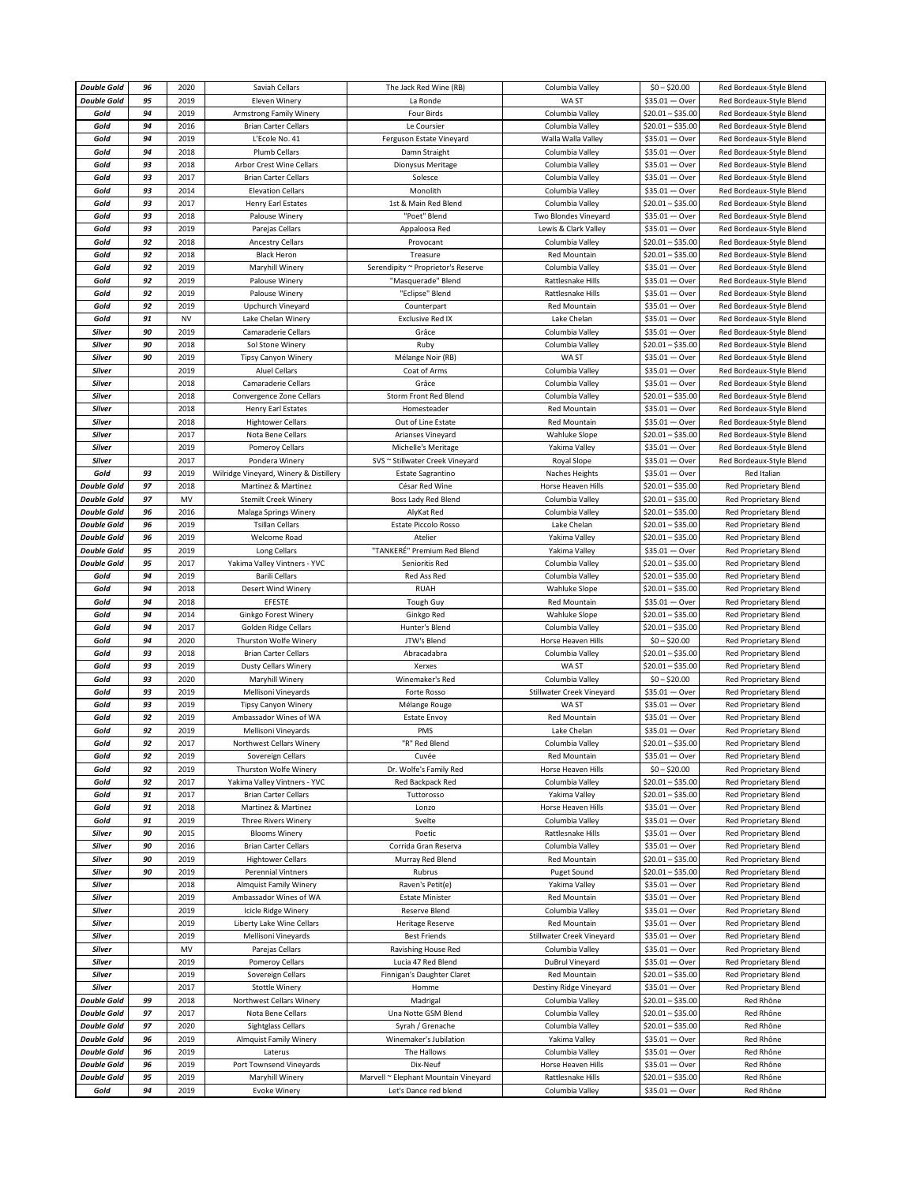| | | | | | | | |
|---|---|---|---|---|---|---|---|
| ***Double Gold*** | ***96*** | 2020 | Saviah Cellars | The Jack Red Wine (RB) | Columbia Valley | $0 – $20.00 | Red Bordeaux-Style Blend |
| ***Double Gold*** | ***95*** | 2019 | Eleven Winery | La Ronde | WA ST | $35.01 — Over | Red Bordeaux-Style Blend |
| ***Gold*** | ***94*** | 2019 | Armstrong Family Winery | Four Birds | Columbia Valley | $20.01 – $35.00 | Red Bordeaux-Style Blend |
| ***Gold*** | ***94*** | 2016 | Brian Carter Cellars | Le Coursier | Columbia Valley | $20.01 – $35.00 | Red Bordeaux-Style Blend |
| ***Gold*** | ***94*** | 2019 | L'Ecole No. 41 | Ferguson Estate Vineyard | Walla Walla Valley | $35.01 — Over | Red Bordeaux-Style Blend |
| ***Gold*** | ***94*** | 2018 | Plumb Cellars | Damn Straight | Columbia Valley | $35.01 — Over | Red Bordeaux-Style Blend |
| ***Gold*** | ***93*** | 2018 | Arbor Crest Wine Cellars | Dionysus Meritage | Columbia Valley | $35.01 — Over | Red Bordeaux-Style Blend |
| ***Gold*** | ***93*** | 2017 | Brian Carter Cellars | Solesce | Columbia Valley | $35.01 — Over | Red Bordeaux-Style Blend |
| ***Gold*** | ***93*** | 2014 | Elevation Cellars | Monolith | Columbia Valley | $35.01 — Over | Red Bordeaux-Style Blend |
| ***Gold*** | ***93*** | 2017 | Henry Earl Estates | 1st & Main Red Blend | Columbia Valley | $20.01 – $35.00 | Red Bordeaux-Style Blend |
| ***Gold*** | ***93*** | 2018 | Palouse Winery | "Poet" Blend | Two Blondes Vineyard | $35.01 — Over | Red Bordeaux-Style Blend |
| ***Gold*** | ***93*** | 2019 | Parejas Cellars | Appaloosa Red | Lewis & Clark Valley | $35.01 — Over | Red Bordeaux-Style Blend |
| ***Gold*** | ***92*** | 2018 | Ancestry Cellars | Provocant | Columbia Valley | $20.01 – $35.00 | Red Bordeaux-Style Blend |
| ***Gold*** | ***92*** | 2018 | Black Heron | Treasure | Red Mountain | $20.01 – $35.00 | Red Bordeaux-Style Blend |
| ***Gold*** | ***92*** | 2019 | Maryhill Winery | Serendipity ~ Proprietor's Reserve | Columbia Valley | $35.01 — Over | Red Bordeaux-Style Blend |
| ***Gold*** | ***92*** | 2019 | Palouse Winery | "Masquerade" Blend | Rattlesnake Hills | $35.01 — Over | Red Bordeaux-Style Blend |
| ***Gold*** | ***92*** | 2019 | Palouse Winery | "Eclipse" Blend | Rattlesnake Hills | $35.01 — Over | Red Bordeaux-Style Blend |
| ***Gold*** | ***92*** | 2019 | Upchurch Vineyard | Counterpart | Red Mountain | $35.01 — Over | Red Bordeaux-Style Blend |
| ***Gold*** | ***91*** | NV | Lake Chelan Winery | Exclusive Red IX | Lake Chelan | $35.01 — Over | Red Bordeaux-Style Blend |
| ***Silver*** | ***90*** | 2019 | Camaraderie Cellars | Grâce | Columbia Valley | $35.01 — Over | Red Bordeaux-Style Blend |
| ***Silver*** | ***90*** | 2018 | Sol Stone Winery | Ruby | Columbia Valley | $20.01 – $35.00 | Red Bordeaux-Style Blend |
| ***Silver*** | ***90*** | 2019 | Tipsy Canyon Winery | Mélange Noir (RB) | WA ST | $35.01 — Over | Red Bordeaux-Style Blend |
| ***Silver*** | | 2019 | Aluel Cellars | Coat of Arms | Columbia Valley | $35.01 — Over | Red Bordeaux-Style Blend |
| ***Silver*** | | 2018 | Camaraderie Cellars | Grâce | Columbia Valley | $35.01 — Over | Red Bordeaux-Style Blend |
| ***Silver*** | | 2018 | Convergence Zone Cellars | Storm Front Red Blend | Columbia Valley | $20.01 – $35.00 | Red Bordeaux-Style Blend |
| ***Silver*** | | 2018 | Henry Earl Estates | Homesteader | Red Mountain | $35.01 — Over | Red Bordeaux-Style Blend |
| ***Silver*** | | 2018 | Hightower Cellars | Out of Line Estate | Red Mountain | $35.01 — Over | Red Bordeaux-Style Blend |
| ***Silver*** | | 2017 | Nota Bene Cellars | Arianses Vineyard | Wahluke Slope | $20.01 – $35.00 | Red Bordeaux-Style Blend |
| ***Silver*** | | 2019 | Pomeroy Cellars | Michelle's Meritage | Yakima Valley | $35.01 — Over | Red Bordeaux-Style Blend |
| ***Silver*** | | 2017 | Pondera Winery | SVS ~ Stillwater Creek Vineyard | Royal Slope | $35.01 — Over | Red Bordeaux-Style Blend |
| ***Gold*** | ***93*** | 2019 | Wilridge Vineyard, Winery & Distillery | Estate Sagrantino | Naches Heights | $35.01 — Over | Red Italian |
| ***Double Gold*** | ***97*** | 2018 | Martinez & Martinez | César Red Wine | Horse Heaven Hills | $20.01 – $35.00 | Red Proprietary Blend |
| ***Double Gold*** | ***97*** | MV | Stemilt Creek Winery | Boss Lady Red Blend | Columbia Valley | $20.01 – $35.00 | Red Proprietary Blend |
| ***Double Gold*** | ***96*** | 2016 | Malaga Springs Winery | AlyKat Red | Columbia Valley | $20.01 – $35.00 | Red Proprietary Blend |
| ***Double Gold*** | ***96*** | 2019 | Tsillan Cellars | Estate Piccolo Rosso | Lake Chelan | $20.01 – $35.00 | Red Proprietary Blend |
| ***Double Gold*** | ***96*** | 2019 | Welcome Road | Atelier | Yakima Valley | $20.01 – $35.00 | Red Proprietary Blend |
| ***Double Gold*** | ***95*** | 2019 | Long Cellars | "TANKERÉ" Premium Red Blend | Yakima Valley | $35.01 — Over | Red Proprietary Blend |
| ***Double Gold*** | ***95*** | 2017 | Yakima Valley Vintners - YVC | Senioritis Red | Columbia Valley | $20.01 – $35.00 | Red Proprietary Blend |
| ***Gold*** | ***94*** | 2019 | Barili Cellars | Red Ass Red | Columbia Valley | $20.01 – $35.00 | Red Proprietary Blend |
| ***Gold*** | ***94*** | 2018 | Desert Wind Winery | RUAH | Wahluke Slope | $20.01 – $35.00 | Red Proprietary Blend |
| ***Gold*** | ***94*** | 2018 | EFESTE | Tough Guy | Red Mountain | $35.01 — Over | Red Proprietary Blend |
| ***Gold*** | ***94*** | 2014 | Ginkgo Forest Winery | Ginkgo Red | Wahluke Slope | $20.01 – $35.00 | Red Proprietary Blend |
| ***Gold*** | ***94*** | 2017 | Golden Ridge Cellars | Hunter's Blend | Columbia Valley | $20.01 – $35.00 | Red Proprietary Blend |
| ***Gold*** | ***94*** | 2020 | Thurston Wolfe Winery | JTW's Blend | Horse Heaven Hills | $0 – $20.00 | Red Proprietary Blend |
| ***Gold*** | ***93*** | 2018 | Brian Carter Cellars | Abracadabra | Columbia Valley | $20.01 – $35.00 | Red Proprietary Blend |
| ***Gold*** | ***93*** | 2019 | Dusty Cellars Winery | Xerxes | WA ST | $20.01 – $35.00 | Red Proprietary Blend |
| ***Gold*** | ***93*** | 2020 | Maryhill Winery | Winemaker's Red | Columbia Valley | $0 – $20.00 | Red Proprietary Blend |
| ***Gold*** | ***93*** | 2019 | Mellisoni Vineyards | Forte Rosso | Stillwater Creek Vineyard | $35.01 — Over | Red Proprietary Blend |
| ***Gold*** | ***93*** | 2019 | Tipsy Canyon Winery | Mélange Rouge | WA ST | $35.01 — Over | Red Proprietary Blend |
| ***Gold*** | ***92*** | 2019 | Ambassador Wines of WA | Estate Envoy | Red Mountain | $35.01 — Over | Red Proprietary Blend |
| ***Gold*** | ***92*** | 2019 | Mellisoni Vineyards | PMS | Lake Chelan | $35.01 — Over | Red Proprietary Blend |
| ***Gold*** | ***92*** | 2017 | Northwest Cellars Winery | "R" Red Blend | Columbia Valley | $20.01 – $35.00 | Red Proprietary Blend |
| ***Gold*** | ***92*** | 2019 | Sovereign Cellars | Cuvée | Red Mountain | $35.01 — Over | Red Proprietary Blend |
| ***Gold*** | ***92*** | 2019 | Thurston Wolfe Winery | Dr. Wolfe's Family Red | Horse Heaven Hills | $0 – $20.00 | Red Proprietary Blend |
| ***Gold*** | ***92*** | 2017 | Yakima Valley Vintners - YVC | Red Backpack Red | Columbia Valley | $20.01 – $35.00 | Red Proprietary Blend |
| ***Gold*** | ***91*** | 2017 | Brian Carter Cellars | Tuttorosso | Yakima Valley | $20.01 – $35.00 | Red Proprietary Blend |
| ***Gold*** | ***91*** | 2018 | Martinez & Martinez | Lonzo | Horse Heaven Hills | $35.01 — Over | Red Proprietary Blend |
| ***Gold*** | ***91*** | 2019 | Three Rivers Winery | Svelte | Columbia Valley | $35.01 — Over | Red Proprietary Blend |
| ***Silver*** | ***90*** | 2015 | Blooms Winery | Poetic | Rattlesnake Hills | $35.01 — Over | Red Proprietary Blend |
| ***Silver*** | ***90*** | 2016 | Brian Carter Cellars | Corrida Gran Reserva | Columbia Valley | $35.01 — Over | Red Proprietary Blend |
| ***Silver*** | ***90*** | 2019 | Hightower Cellars | Murray Red Blend | Red Mountain | $20.01 – $35.00 | Red Proprietary Blend |
| ***Silver*** | ***90*** | 2019 | Perennial Vintners | Rubrus | Puget Sound | $20.01 – $35.00 | Red Proprietary Blend |
| ***Silver*** | | 2018 | Almquist Family Winery | Raven's Petit(e) | Yakima Valley | $35.01 — Over | Red Proprietary Blend |
| ***Silver*** | | 2019 | Ambassador Wines of WA | Estate Minister | Red Mountain | $35.01 — Over | Red Proprietary Blend |
| ***Silver*** | | 2019 | Icicle Ridge Winery | Reserve Blend | Columbia Valley | $35.01 — Over | Red Proprietary Blend |
| ***Silver*** | | 2019 | Liberty Lake Wine Cellars | Heritage Reserve | Red Mountain | $35.01 — Over | Red Proprietary Blend |
| ***Silver*** | | 2019 | Mellisoni Vineyards | Best Friends | Stillwater Creek Vineyard | $35.01 — Over | Red Proprietary Blend |
| ***Silver*** | | MV | Parejas Cellars | Ravishing House Red | Columbia Valley | $35.01 — Over | Red Proprietary Blend |
| ***Silver*** | | 2019 | Pomeroy Cellars | Lucia 47 Red Blend | DuBrul Vineyard | $35.01 — Over | Red Proprietary Blend |
| ***Silver*** | | 2019 | Sovereign Cellars | Finnigan's Daughter Claret | Red Mountain | $20.01 – $35.00 | Red Proprietary Blend |
| ***Silver*** | | 2017 | Stottle Winery | Homme | Destiny Ridge Vineyard | $35.01 — Over | Red Proprietary Blend |
| ***Double Gold*** | ***99*** | 2018 | Northwest Cellars Winery | Madrigal | Columbia Valley | $20.01 – $35.00 | Red Rhône |
| ***Double Gold*** | ***97*** | 2017 | Nota Bene Cellars | Una Notte GSM Blend | Columbia Valley | $20.01 – $35.00 | Red Rhône |
| ***Double Gold*** | ***97*** | 2020 | Sightglass Cellars | Syrah / Grenache | Columbia Valley | $20.01 – $35.00 | Red Rhône |
| ***Double Gold*** | ***96*** | 2019 | Almquist Family Winery | Winemaker's Jubilation | Yakima Valley | $35.01 — Over | Red Rhône |
| ***Double Gold*** | ***96*** | 2019 | Laterus | The Hallows | Columbia Valley | $35.01 — Over | Red Rhône |
| ***Double Gold*** | ***96*** | 2019 | Port Townsend Vineyards | Dix-Neuf | Horse Heaven Hills | $35.01 — Over | Red Rhône |
| ***Double Gold*** | ***95*** | 2019 | Maryhill Winery | Marvell ~ Elephant Mountain Vineyard | Rattlesnake Hills | $20.01 – $35.00 | Red Rhône |
| ***Gold*** | ***94*** | 2019 | Evoke Winery | Let's Dance red blend | Columbia Valley | $35.01 — Over | Red Rhône |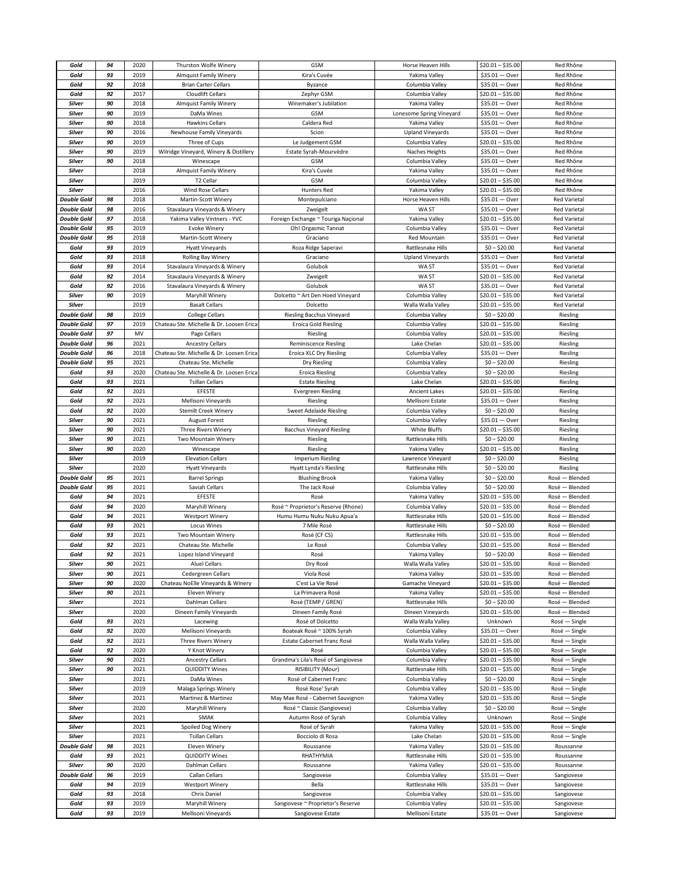| | | | | | | | |
|---|---|---|---|---|---|---|---|
| ***Gold*** | ***94*** | 2020 | Thurston Wolfe Winery | GSM | Horse Heaven Hills | $20.01 – $35.00 | Red Rhône |
| ***Gold*** | ***93*** | 2019 | Almquist Family Winery | Kira's Cuvée | Yakima Valley | $35.01 — Over | Red Rhône |
| ***Gold*** | ***92*** | 2018 | Brian Carter Cellars | Byzance | Columbia Valley | $35.01 — Over | Red Rhône |
| ***Gold*** | ***92*** | 2017 | Cloudlift Cellars | Zephyr GSM | Columbia Valley | $20.01 – $35.00 | Red Rhône |
| ***Silver*** | ***90*** | 2018 | Almquist Family Winery | Winemaker's Jubilation | Yakima Valley | $35.01 — Over | Red Rhône |
| ***Silver*** | ***90*** | 2019 | DaMa Wines | GSM | Lonesome Spring Vineyard | $35.01 — Over | Red Rhône |
| ***Silver*** | ***90*** | 2018 | Hawkins Cellars | Caldera Red | Yakima Valley | $35.01 — Over | Red Rhône |
| ***Silver*** | ***90*** | 2016 | Newhouse Family Vineyards | Scion | Upland Vineyards | $35.01 — Over | Red Rhône |
| ***Silver*** | ***90*** | 2019 | Three of Cups | Le Judgement GSM | Columbia Valley | $20.01 – $35.00 | Red Rhône |
| ***Silver*** | ***90*** | 2019 | Wilridge Vineyard, Winery & Distillery | Estate Syrah-Mourvèdre | Naches Heights | $35.01 — Over | Red Rhône |
| ***Silver*** | ***90*** | 2018 | Winescape | GSM | Columbia Valley | $35.01 — Over | Red Rhône |
| ***Silver*** | | 2018 | Almquist Family Winery | Kira's Cuvée | Yakima Valley | $35.01 — Over | Red Rhône |
| ***Silver*** | | 2019 | T2 Cellar | GSM | Columbia Valley | $20.01 – $35.00 | Red Rhône |
| ***Silver*** | | 2016 | Wind Rose Cellars | Hunters Red | Yakima Valley | $20.01 – $35.00 | Red Rhône |
| ***Double Gold*** | ***98*** | 2018 | Martin-Scott Winery | Montepulciano | Horse Heaven Hills | $35.01 — Over | Red Varietal |
| ***Double Gold*** | ***98*** | 2016 | Stavalaura Vineyards & Winery | Zweigelt | WA ST | $35.01 — Over | Red Varietal |
| ***Double Gold*** | ***97*** | 2018 | Yakima Valley Vintners - YVC | Foreign Exchange ~ Touriga Naçional | Yakima Valley | $20.01 – $35.00 | Red Varietal |
| ***Double Gold*** | ***95*** | 2019 | Evoke Winery | Oh! Orgasmic Tannat | Columbia Valley | $35.01 — Over | Red Varietal |
| ***Double Gold*** | ***95*** | 2018 | Martin-Scott Winery | Graciano | Red Mountain | $35.01 — Over | Red Varietal |
| ***Gold*** | ***93*** | 2019 | Hyatt Vineyards | Roza Ridge Saperavi | Rattlesnake Hills | $0 – $20.00 | Red Varietal |
| ***Gold*** | ***93*** | 2018 | Rolling Bay Winery | Graciano | Upland Vineyards | $35.01 — Over | Red Varietal |
| ***Gold*** | ***93*** | 2014 | Stavalaura Vineyards & Winery | Golubok | WA ST | $35.01 — Over | Red Varietal |
| ***Gold*** | ***92*** | 2014 | Stavalaura Vineyards & Winery | Zweigelt | WA ST | $20.01 – $35.00 | Red Varietal |
| ***Gold*** | ***92*** | 2016 | Stavalaura Vineyards & Winery | Golubok | WA ST | $35.01 — Over | Red Varietal |
| ***Silver*** | ***90*** | 2019 | Maryhill Winery | Dolcetto ~ Art Den Hoed Vineyard | Columbia Valley | $20.01 – $35.00 | Red Varietal |
| ***Silver*** | | 2019 | Basalt Cellars | Dolcetto | Walla Walla Valley | $20.01 – $35.00 | Red Varietal |
| ***Double Gold*** | ***98*** | 2019 | College Cellars | Riesling Bacchus Vineyard | Columbia Valley | $0 – $20.00 | Riesling |
| ***Double Gold*** | ***97*** | 2019 | Chateau Ste. Michelle & Dr. Loosen Erica | Eroica Gold Riesling | Columbia Valley | $20.01 – $35.00 | Riesling |
| ***Double Gold*** | ***97*** | MV | Page Cellars | Riesling | Columbia Valley | $20.01 – $35.00 | Riesling |
| ***Double Gold*** | ***96*** | 2021 | Ancestry Cellars | Reminiscence Riesling | Lake Chelan | $20.01 – $35.00 | Riesling |
| ***Double Gold*** | ***96*** | 2018 | Chateau Ste. Michelle & Dr. Loosen Erica | Eroica XLC Dry Riesling | Columbia Valley | $35.01 — Over | Riesling |
| ***Double Gold*** | ***95*** | 2021 | Chateau Ste. Michelle | Dry Riesling | Columbia Valley | $0 – $20.00 | Riesling |
| ***Gold*** | ***93*** | 2020 | Chateau Ste. Michelle & Dr. Loosen Erica | Eroica Riesling | Columbia Valley | $0 – $20.00 | Riesling |
| ***Gold*** | ***93*** | 2021 | Tsillan Cellars | Estate Riesling | Lake Chelan | $20.01 – $35.00 | Riesling |
| ***Gold*** | ***92*** | 2021 | EFESTE | Evergreen Riesling | Ancient Lakes | $20.01 – $35.00 | Riesling |
| ***Gold*** | ***92*** | 2021 | Mellisoni Vineyards | Riesling | Mellisoni Estate | $35.01 — Over | Riesling |
| ***Gold*** | ***92*** | 2020 | Stemilt Creek Winery | Sweet Adelaide Riesling | Columbia Valley | $0 – $20.00 | Riesling |
| ***Silver*** | ***90*** | 2021 | August Forest | Riesling | Columbia Valley | $35.01 — Over | Riesling |
| ***Silver*** | ***90*** | 2021 | Three Rivers Winery | Bacchus Vineyard Riesling | White Bluffs | $20.01 – $35.00 | Riesling |
| ***Silver*** | ***90*** | 2021 | Two Mountain Winery | Riesling | Rattlesnake Hills | $0 – $20.00 | Riesling |
| ***Silver*** | ***90*** | 2020 | Winescape | Riesling | Yakima Valley | $20.01 – $35.00 | Riesling |
| ***Silver*** | | 2019 | Elevation Cellars | Imperium Riesling | Lawrence Vineyard | $0 – $20.00 | Riesling |
| ***Silver*** | | 2020 | Hyatt Vineyards | Hyatt Lynda's Riesling | Rattlesnake Hills | $0 – $20.00 | Riesling |
| ***Double Gold*** | ***95*** | 2021 | Barrel Springs | Blushing Brook | Yakima Valley | $0 – $20.00 | Rosé — Blended |
| ***Double Gold*** | ***95*** | 2021 | Saviah Cellars | The Jack Rosé | Columbia Valley | $0 – $20.00 | Rosé — Blended |
| ***Gold*** | ***94*** | 2021 | EFESTE | Rosé | Yakima Valley | $20.01 – $35.00 | Rosé — Blended |
| ***Gold*** | ***94*** | 2020 | Maryhill Winery | Rosé ~ Proprietor's Reserve (Rhone) | Columbia Valley | $20.01 – $35.00 | Rosé — Blended |
| ***Gold*** | ***94*** | 2021 | Westport Winery | Humu Humu Nuku Nuku Apua'a | Rattlesnake Hills | $20.01 – $35.00 | Rosé — Blended |
| ***Gold*** | ***93*** | 2021 | Locus Wines | 7 Mile Rosé | Rattlesnake Hills | $0 – $20.00 | Rosé — Blended |
| ***Gold*** | ***93*** | 2021 | Two Mountain Winery | Rosé (CF CS) | Rattlesnake Hills | $20.01 – $35.00 | Rosé — Blended |
| ***Gold*** | ***92*** | 2021 | Chateau Ste. Michelle | Le Rosé | Columbia Valley | $20.01 – $35.00 | Rosé — Blended |
| ***Gold*** | ***92*** | 2021 | Lopez Island Vineyard | Rosé | Yakima Valley | $0 – $20.00 | Rosé — Blended |
| ***Silver*** | ***90*** | 2021 | Aluel Cellars | Dry Rosé | Walla Walla Valley | $20.01 – $35.00 | Rosé — Blended |
| ***Silver*** | ***90*** | 2021 | Cedergreen Cellars | Viola Rosé | Yakima Valley | $20.01 – $35.00 | Rosé — Blended |
| ***Silver*** | ***90*** | 2020 | Chateau NoElle Vineyards & Winery | C'est La Vie Rosé | Gamache Vineyard | $20.01 – $35.00 | Rosé — Blended |
| ***Silver*** | ***90*** | 2021 | Eleven Winery | La Primavera Rosé | Yakima Valley | $20.01 – $35.00 | Rosé — Blended |
| ***Silver*** | | 2021 | Dahlman Cellars | Rosé (TEMP / GREN)` | Rattlesnake Hills | $0 – $20.00 | Rosé — Blended |
| ***Silver*** | | 2020 | Dineen Family Vineyards | Dineen Family Rosé | Dineen Vineyards | $20.01 – $35.00 | Rosé — Blended |
| ***Gold*** | ***93*** | 2021 | Lacewing | Rosé of Dolcetto | Walla Walla Valley | Unknown | Rosé — Single |
| ***Gold*** | ***92*** | 2020 | Mellisoni Vineyards | Boateak Rosé ~ 100% Syrah | Columbia Valley | $35.01 — Over | Rosé — Single |
| ***Gold*** | ***92*** | 2021 | Three Rivers Winery | Estate Cabernet Franc Rosé | Walla Walla Valley | $20.01 – $35.00 | Rosé — Single |
| ***Gold*** | ***92*** | 2020 | Y Knot Winery | Rosé | Columbia Valley | $20.01 – $35.00 | Rosé — Single |
| ***Silver*** | ***90*** | 2021 | Ancestry Cellars | Grandma's Lila's Rosé of Sangiovese | Columbia Valley | $20.01 – $35.00 | Rosé — Single |
| ***Silver*** | ***90*** | 2021 | QUIDDITY Wines | RISIBILITY (Mour) | Rattlesnake Hills | $20.01 – $35.00 | Rosé — Single |
| ***Silver*** | | 2021 | DaMa Wines | Rosé of Cabernet Franc | Columbia Valley | $0 – $20.00 | Rosé — Single |
| ***Silver*** | | 2019 | Malaga Springs Winery | Rosé Rose' Syrah | Columbia Valley | $20.01 – $35.00 | Rosé — Single |
| ***Silver*** | | 2021 | Martinez & Martinez | May Mae Rosé - Cabernet Sauvignon | Yakima Valley | $20.01 – $35.00 | Rosé — Single |
| ***Silver*** | | 2020 | Maryhill Winery | Rosé ~ Classic (Sangiovese) | Columbia Valley | $0 – $20.00 | Rosé — Single |
| ***Silver*** | | 2021 | SMAK | Autumn Rosé of Syrah | Columbia Valley | Unknown | Rosé — Single |
| ***Silver*** | | 2021 | Spoiled Dog Winery | Rosé of Syrah | Yakima Valley | $20.01 – $35.00 | Rosé — Single |
| ***Silver*** | | 2021 | Tsillan Cellars | Bocciolo di Rosa | Lake Chelan | $20.01 – $35.00 | Rosé — Single |
| ***Double Gold*** | ***98*** | 2021 | Eleven Winery | Roussanne | Yakima Valley | $20.01 – $35.00 | Roussanne |
| ***Gold*** | ***93*** | 2021 | QUIDDITY Wines | RHATHYMIA | Rattlesnake Hills | $20.01 – $35.00 | Roussanne |
| ***Silver*** | ***90*** | 2020 | Dahlman Cellars | Roussanne | Yakima Valley | $20.01 – $35.00 | Roussanne |
| ***Double Gold*** | ***96*** | 2019 | Callan Cellars | Sangiovese | Columbia Valley | $35.01 — Over | Sangiovese |
| ***Gold*** | ***94*** | 2019 | Westport Winery | Bella | Rattlesnake Hills | $35.01 — Over | Sangiovese |
| ***Gold*** | ***93*** | 2018 | Chris Daniel | Sangiovese | Columbia Valley | $20.01 – $35.00 | Sangiovese |
| ***Gold*** | ***93*** | 2019 | Maryhill Winery | Sangiovese ~ Proprietor's Reserve | Columbia Valley | $20.01 – $35.00 | Sangiovese |
| ***Gold*** | ***93*** | 2019 | Mellisoni Vineyards | Sangiovese Estate | Mellisoni Estate | $35.01 — Over | Sangiovese |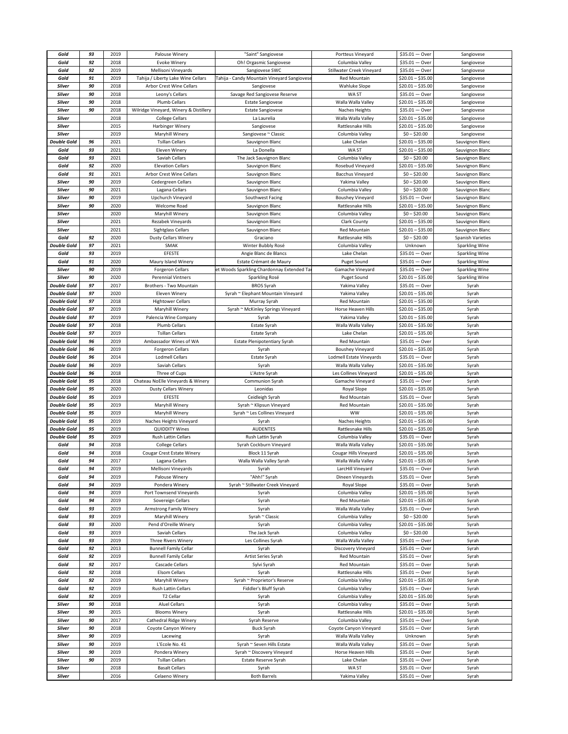| | | | | | | | |
|---|---|---|---|---|---|---|---|
| *Gold* | *93* | 2019 | Palouse Winery | "Saint" Sangiovese | Portteus Vineyard | $35.01 — Over | Sangiovese |
| *Gold* | *92* | 2018 | Evoke Winery | Oh! Orgasmic Sangiovese | Columbia Valley | $35.01 — Over | Sangiovese |
| *Gold* | *92* | 2019 | Mellisoni Vineyards | Sangiovese SWC | Stillwater Creek Vineyard | $35.01 — Over | Sangiovese |
| *Gold* | *91* | 2019 | Tahija / Liberty Lake Wine Cellars | Tahija - Candy Mountain Vineyard Sangiovese | Red Mountain | $20.01 – $35.00 | Sangiovese |
| *Silver* | *90* | 2018 | Arbor Crest Wine Cellars | Sangiovese | Wahluke Slope | $20.01 – $35.00 | Sangiovese |
| *Silver* | *90* | 2018 | Leony's Cellars | Savage Red Sangiovese Reserve | WA ST | $35.01 — Over | Sangiovese |
| *Silver* | *90* | 2018 | Plumb Cellars | Estate Sangiovese | Walla Walla Valley | $20.01 – $35.00 | Sangiovese |
| *Silver* | *90* | 2018 | Wilridge Vineyard, Winery & Distillery | Estate Sangiovese | Naches Heights | $35.01 — Over | Sangiovese |
| *Silver* | | 2018 | College Cellars | La Laurelia | Walla Walla Valley | $20.01 – $35.00 | Sangiovese |
| *Silver* | | 2015 | Harbinger Winery | Sangiovese | Rattlesnake Hills | $20.01 – $35.00 | Sangiovese |
| *Silver* | | 2019 | Maryhill Winery | Sangiovese ~ Classic | Columbia Valley | $0 – $20.00 | Sangiovese |
| *Double Gold* | *96* | 2021 | Tsillan Cellars | Sauvignon Blanc | Lake Chelan | $20.01 – $35.00 | Sauvignon Blanc |
| *Gold* | *93* | 2021 | Eleven Winery | La Donella | WA ST | $20.01 – $35.00 | Sauvignon Blanc |
| *Gold* | *93* | 2021 | Saviah Cellars | The Jack Sauvignon Blanc | Columbia Valley | $0 – $20.00 | Sauvignon Blanc |
| *Gold* | *92* | 2020 | Elevation Cellars | Sauvignon Blanc | Rosebud Vineyard | $20.01 – $35.00 | Sauvignon Blanc |
| *Gold* | *91* | 2021 | Arbor Crest Wine Cellars | Sauvignon Blanc | Bacchus Vineyard | $0 – $20.00 | Sauvignon Blanc |
| *Silver* | *90* | 2019 | Cedergreen Cellars | Sauvignon Blanc | Yakima Valley | $0 – $20.00 | Sauvignon Blanc |
| *Silver* | *90* | 2021 | Lagana Cellars | Sauvignon Blanc | Columbia Valley | $0 – $20.00 | Sauvignon Blanc |
| *Silver* | *90* | 2019 | Upchurch Vineyard | Southwest Facing | Boushey Vineyard | $35.01 — Over | Sauvignon Blanc |
| *Silver* | *90* | 2020 | Welcome Road | Sauvignon Blanc | Rattlesnake Hills | $20.01 – $35.00 | Sauvignon Blanc |
| *Silver* | | 2020 | Maryhill Winery | Sauvignon Blanc | Columbia Valley | $0 – $20.00 | Sauvignon Blanc |
| *Silver* | | 2021 | Rezabek Vineyards | Sauvignon Blanc | Clark County | $20.01 – $35.00 | Sauvignon Blanc |
| *Silver* | | 2021 | Sightglass Cellars | Sauvignon Blanc | Red Mountain | $20.01 – $35.00 | Sauvignon Blanc |
| *Gold* | *92* | 2020 | Dusty Cellars Winery | Graciano | Rattlesnake Hills | $0 – $20.00 | Spanish Varieties |
| *Double Gold* | *97* | 2021 | SMAK | Winter Bubbly Rosé | Columbia Valley | Unknown | Sparkling Wine |
| *Gold* | *93* | 2019 | EFESTE | Angie Blanc de Blancs | Lake Chelan | $35.01 — Over | Sparkling Wine |
| *Gold* | *91* | 2020 | Maury Island Winery | Estate Crémant de Maury | Puget Sound | $35.01 — Over | Sparkling Wine |
| *Silver* | *90* | 2019 | Forgeron Cellars | et Woods Sparkling Chardonnay Extended Ta | Gamache Vineyard | $35.01 — Over | Sparkling Wine |
| *Silver* | *90* | 2020 | Perennial Vintners | Sparkling Rosé | Puget Sound | $20.01 – $35.00 | Sparkling Wine |
| *Double Gold* | *97* | 2017 | Brothers - Two Mountain | BROS Syrah | Yakima Valley | $35.01 — Over | Syrah |
| *Double Gold* | *97* | 2020 | Eleven Winery | Syrah ~ Elephant Mountain Vineyard | Yakima Valley | $20.01 – $35.00 | Syrah |
| *Double Gold* | *97* | 2018 | Hightower Cellars | Murray Syrah | Red Mountain | $20.01 – $35.00 | Syrah |
| *Double Gold* | *97* | 2019 | Maryhill Winery | Syrah ~ McKinley Springs Vineyard | Horse Heaven Hills | $20.01 – $35.00 | Syrah |
| *Double Gold* | *97* | 2019 | Palencia Wine Company | Syrah | Yakima Valley | $20.01 – $35.00 | Syrah |
| *Double Gold* | *97* | 2018 | Plumb Cellars | Estate Syrah | Walla Walla Valley | $20.01 – $35.00 | Syrah |
| *Double Gold* | *97* | 2019 | Tsillan Cellars | Estate Syrah | Lake Chelan | $20.01 – $35.00 | Syrah |
| *Double Gold* | *96* | 2019 | Ambassador Wines of WA | Estate Plenipotentiary Syrah | Red Mountain | $35.01 — Over | Syrah |
| *Double Gold* | *96* | 2019 | Forgeron Cellars | Syrah | Boushey Vineyard | $20.01 – $35.00 | Syrah |
| *Double Gold* | *96* | 2014 | Lodmell Cellars | Estate Syrah | Lodmell Estate Vineyards | $35.01 — Over | Syrah |
| *Double Gold* | *96* | 2019 | Saviah Cellars | Syrah | Walla Walla Valley | $20.01 – $35.00 | Syrah |
| *Double Gold* | *96* | 2018 | Three of Cups | L'Astre Syrah | Les Collines Vineyard | $20.01 – $35.00 | Syrah |
| *Double Gold* | *95* | 2018 | Chateau NoElle Vineyards & Winery | Communion Syrah | Gamache Vineyard | $35.01 — Over | Syrah |
| *Double Gold* | *95* | 2020 | Dusty Cellars Winery | Leonidas | Royal Slope | $20.01 – $35.00 | Syrah |
| *Double Gold* | *95* | 2019 | EFESTE | Ceidleigh Syrah | Red Mountain | $35.01 — Over | Syrah |
| *Double Gold* | *95* | 2019 | Maryhill Winery | Syrah ~ Klipsun Vineyard | Red Mountain | $20.01 – $35.00 | Syrah |
| *Double Gold* | *95* | 2019 | Maryhill Winery | Syrah ~ Les Collines Vineyard | WW | $20.01 – $35.00 | Syrah |
| *Double Gold* | *95* | 2019 | Naches Heights Vineyard | Syrah | Naches Heights | $20.01 – $35.00 | Syrah |
| *Double Gold* | *95* | 2019 | QUIDDITY Wines | AUDENTES | Rattlesnake Hills | $20.01 – $35.00 | Syrah |
| *Double Gold* | *95* | 2019 | Rush Lattin Cellars | Rush Lattin Syrah | Columbia Valley | $35.01 — Over | Syrah |
| *Gold* | *94* | 2018 | College Cellars | Syrah Cockburn Vineyard | Walla Walla Valley | $20.01 – $35.00 | Syrah |
| *Gold* | *94* | 2018 | Cougar Crest Estate Winery | Block 11 Syrah | Cougar Hills Vineyard | $20.01 – $35.00 | Syrah |
| *Gold* | *94* | 2017 | Lagana Cellars | Walla Walla Valley Syrah | Walla Walla Valley | $20.01 – $35.00 | Syrah |
| *Gold* | *94* | 2019 | Mellisoni Vineyards | Syrah | LarcHill Vineyard | $35.01 — Over | Syrah |
| *Gold* | *94* | 2019 | Palouse Winery | "Ahh!" Syrah | Dineen Vineyards | $35.01 — Over | Syrah |
| *Gold* | *94* | 2019 | Pondera Winery | Syrah ~ Stillwater Creek Vineyard | Royal Slope | $35.01 — Over | Syrah |
| *Gold* | *94* | 2019 | Port Townsend Vineyards | Syrah | Columbia Valley | $20.01 – $35.00 | Syrah |
| *Gold* | *94* | 2019 | Sovereign Cellars | Syrah | Red Mountain | $20.01 – $35.00 | Syrah |
| *Gold* | *93* | 2019 | Armstrong Family Winery | Syrah | Walla Walla Valley | $35.01 — Over | Syrah |
| *Gold* | *93* | 2019 | Maryhill Winery | Syrah ~ Classic | Columbia Valley | $0 – $20.00 | Syrah |
| *Gold* | *93* | 2020 | Pend d'Oreille Winery | Syrah | Columbia Valley | $20.01 – $35.00 | Syrah |
| *Gold* | *93* | 2019 | Saviah Cellars | The Jack Syrah | Columbia Valley | $0 – $20.00 | Syrah |
| *Gold* | *93* | 2019 | Three Rivers Winery | Les Collines Syrah | Walla Walla Valley | $35.01 — Over | Syrah |
| *Gold* | *92* | 2013 | Bunnell Family Cellar | Syrah | Discovery Vineyard | $35.01 — Over | Syrah |
| *Gold* | *92* | 2019 | Bunnell Family Cellar | Artist Series Syrah | Red Mountain | $35.01 — Over | Syrah |
| *Gold* | *92* | 2017 | Cascade Cellars | Sylvi Syrah | Red Mountain | $35.01 — Over | Syrah |
| *Gold* | *92* | 2018 | Elsom Cellars | Syrah | Rattlesnake Hills | $35.01 — Over | Syrah |
| *Gold* | *92* | 2019 | Maryhill Winery | Syrah ~ Proprietor's Reserve | Columbia Valley | $20.01 – $35.00 | Syrah |
| *Gold* | *92* | 2019 | Rush Lattin Cellars | Fiddler's Bluff Syrah | Columbia Valley | $35.01 — Over | Syrah |
| *Gold* | *92* | 2019 | T2 Cellar | Syrah | Columbia Valley | $20.01 – $35.00 | Syrah |
| *Silver* | *90* | 2018 | Aluel Cellars | Syrah | Columbia Valley | $35.01 — Over | Syrah |
| *Silver* | *90* | 2015 | Blooms Winery | Syrah | Rattlesnake Hills | $20.01 – $35.00 | Syrah |
| *Silver* | *90* | 2017 | Cathedral Ridge Winery | Syrah Reserve | Columbia Valley | $35.01 — Over | Syrah |
| *Silver* | *90* | 2018 | Coyote Canyon Winery | Buck Syrah | Coyote Canyon Vineyard | $35.01 — Over | Syrah |
| *Silver* | *90* | 2019 | Lacewing | Syrah | Walla Walla Valley | Unknown | Syrah |
| *Silver* | *90* | 2019 | L'Ecole No. 41 | Syrah ~ Seven Hills Estate | Walla Walla Valley | $35.01 — Over | Syrah |
| *Silver* | *90* | 2019 | Pondera Winery | Syrah ~ Discovery Vineyard | Horse Heaven Hills | $35.01 — Over | Syrah |
| *Silver* | *90* | 2019 | Tsillan Cellars | Estate Reserve Syrah | Lake Chelan | $35.01 — Over | Syrah |
| *Silver* | | 2018 | Basalt Cellars | Syrah | WA ST | $35.01 — Over | Syrah |
| *Silver* | | 2016 | Celaeno Winery | Both Barrels | Yakima Valley | $35.01 — Over | Syrah |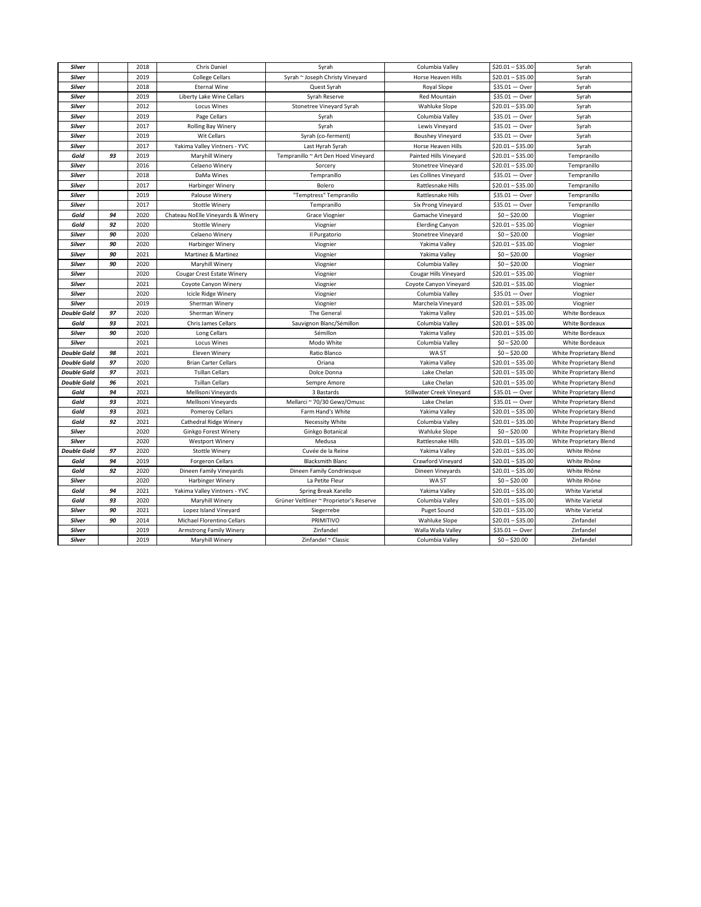| | | | | | | | |
|---|---|---|---|---|---|---|---|
| ***Silver*** | | 2018 | Chris Daniel | Syrah | Columbia Valley | \$20.01 – \$35.00 | Syrah |
| ***Silver*** | | 2019 | College Cellars | Syrah ~ Joseph Christy Vineyard | Horse Heaven Hills | \$20.01 – \$35.00 | Syrah |
| ***Silver*** | | 2018 | Eternal Wine | Quest Syrah | Royal Slope | \$35.01 — Over | Syrah |
| ***Silver*** | | 2019 | Liberty Lake Wine Cellars | Syrah Reserve | Red Mountain | \$35.01 — Over | Syrah |
| ***Silver*** | | 2012 | Locus Wines | Stonetree Vineyard Syrah | Wahluke Slope | \$20.01 – \$35.00 | Syrah |
| ***Silver*** | | 2019 | Page Cellars | Syrah | Columbia Valley | \$35.01 — Over | Syrah |
| ***Silver*** | | 2017 | Rolling Bay Winery | Syrah | Lewis Vineyard | \$35.01 — Over | Syrah |
| ***Silver*** | | 2019 | Wit Cellars | Syrah (co-ferment) | Boushey Vineyard | \$35.01 — Over | Syrah |
| ***Silver*** | | 2017 | Yakima Valley Vintners - YVC | Last Hyrah Syrah | Horse Heaven Hills | \$20.01 – \$35.00 | Syrah |
| ***Gold*** | ***93*** | 2019 | Maryhill Winery | Tempranillo ~ Art Den Hoed Vineyard | Painted Hills Vineyard | \$20.01 – \$35.00 | Tempranillo |
| ***Silver*** | | 2016 | Celaeno Winery | Sorcery | Stonetree Vineyard | \$20.01 – \$35.00 | Tempranillo |
| ***Silver*** | | 2018 | DaMa Wines | Tempranillo | Les Collines Vineyard | \$35.01 — Over | Tempranillo |
| ***Silver*** | | 2017 | Harbinger Winery | Bolero | Rattlesnake Hills | \$20.01 – \$35.00 | Tempranillo |
| ***Silver*** | | 2019 | Palouse Winery | "Temptress" Tempranillo | Rattlesnake Hills | \$35.01 — Over | Tempranillo |
| ***Silver*** | | 2017 | Stottle Winery | Tempranillo | Six Prong Vineyard | \$35.01 — Over | Tempranillo |
| ***Gold*** | ***94*** | 2020 | Chateau NoElle Vineyards & Winery | Grace Viognier | Gamache Vineyard | \$0 – \$20.00 | Viognier |
| ***Gold*** | ***92*** | 2020 | Stottle Winery | Viognier | Elerding Canyon | \$20.01 – \$35.00 | Viognier |
| ***Silver*** | ***90*** | 2020 | Celaeno Winery | Il Purgatorio | Stonetree Vineyard | \$0 – \$20.00 | Viognier |
| ***Silver*** | ***90*** | 2020 | Harbinger Winery | Viognier | Yakima Valley | \$20.01 – \$35.00 | Viognier |
| ***Silver*** | ***90*** | 2021 | Martinez & Martinez | Viognier | Yakima Valley | \$0 – \$20.00 | Viognier |
| ***Silver*** | ***90*** | 2020 | Maryhill Winery | Viognier | Columbia Valley | \$0 – \$20.00 | Viognier |
| ***Silver*** | | 2020 | Cougar Crest Estate Winery | Viognier | Cougar Hills Vineyard | \$20.01 – \$35.00 | Viognier |
| ***Silver*** | | 2021 | Coyote Canyon Winery | Viognier | Coyote Canyon Vineyard | \$20.01 – \$35.00 | Viognier |
| ***Silver*** | | 2020 | Icicle Ridge Winery | Viognier | Columbia Valley | \$35.01 — Over | Viognier |
| ***Silver*** | | 2019 | Sherman Winery | Viognier | Marchela Vineyard | \$20.01 – \$35.00 | Viognier |
| ***Double Gold*** | ***97*** | 2020 | Sherman Winery | The General | Yakima Valley | \$20.01 – \$35.00 | White Bordeaux |
| ***Gold*** | ***93*** | 2021 | Chris James Cellars | Sauvignon Blanc/Sémillon | Columbia Valley | \$20.01 – \$35.00 | White Bordeaux |
| ***Silver*** | ***90*** | 2020 | Long Cellars | Sémillon | Yakima Valley | \$20.01 – \$35.00 | White Bordeaux |
| ***Silver*** | | 2021 | Locus Wines | Modo White | Columbia Valley | \$0 – \$20.00 | White Bordeaux |
| ***Double Gold*** | ***98*** | 2021 | Eleven Winery | Ratio Blanco | WA ST | \$0 – \$20.00 | White Proprietary Blend |
| ***Double Gold*** | ***97*** | 2020 | Brian Carter Cellars | Oriana | Yakima Valley | \$20.01 – \$35.00 | White Proprietary Blend |
| ***Double Gold*** | ***97*** | 2021 | Tsillan Cellars | Dolce Donna | Lake Chelan | \$20.01 – \$35.00 | White Proprietary Blend |
| ***Double Gold*** | ***96*** | 2021 | Tsillan Cellars | Sempre Amore | Lake Chelan | \$20.01 – \$35.00 | White Proprietary Blend |
| ***Gold*** | ***94*** | 2021 | Mellisoni Vineyards | 3 Bastards | Stillwater Creek Vineyard | \$35.01 — Over | White Proprietary Blend |
| ***Gold*** | ***93*** | 2021 | Mellisoni Vineyards | Mellarci ~ 70/30 Gewz/Omusc | Lake Chelan | \$35.01 — Over | White Proprietary Blend |
| ***Gold*** | ***93*** | 2021 | Pomeroy Cellars | Farm Hand's White | Yakima Valley | \$20.01 – \$35.00 | White Proprietary Blend |
| ***Gold*** | ***92*** | 2021 | Cathedral Ridge Winery | Necessity White | Columbia Valley | \$20.01 – \$35.00 | White Proprietary Blend |
| ***Silver*** | | 2020 | Ginkgo Forest Winery | Ginkgo Botanical | Wahluke Slope | \$0 – \$20.00 | White Proprietary Blend |
| ***Silver*** | | 2020 | Westport Winery | Medusa | Rattlesnake Hills | \$20.01 – \$35.00 | White Proprietary Blend |
| ***Double Gold*** | ***97*** | 2020 | Stottle Winery | Cuvée de la Reine | Yakima Valley | \$20.01 – \$35.00 | White Rhône |
| ***Gold*** | ***94*** | 2019 | Forgeron Cellars | Blacksmith Blanc | Crawford Vineyard | \$20.01 – \$35.00 | White Rhône |
| ***Gold*** | ***92*** | 2020 | Dineen Family Vineyards | Dineen Family Condriesque | Dineen Vineyards | \$20.01 – \$35.00 | White Rhône |
| ***Silver*** | | 2020 | Harbinger Winery | La Petite Fleur | WA ST | \$0 – \$20.00 | White Rhône |
| ***Gold*** | ***94*** | 2021 | Yakima Valley Vintners - YVC | Spring Break Xarello | Yakima Valley | \$20.01 – \$35.00 | White Varietal |
| ***Gold*** | ***93*** | 2020 | Maryhill Winery | Grüner Veltliner ~ Proprietor's Reserve | Columbia Valley | \$20.01 – \$35.00 | White Varietal |
| ***Silver*** | ***90*** | 2021 | Lopez Island Vineyard | Siegerrebe | Puget Sound | \$20.01 – \$35.00 | White Varietal |
| ***Silver*** | ***90*** | 2014 | Michael Florentino Cellars | PRIMITIVO | Wahluke Slope | \$20.01 – \$35.00 | Zinfandel |
| ***Silver*** | | 2019 | Armstrong Family Winery | Zinfandel | Walla Walla Valley | \$35.01 — Over | Zinfandel |
| ***Silver*** | | 2019 | Maryhill Winery | Zinfandel ~ Classic | Columbia Valley | \$0 – \$20.00 | Zinfandel |